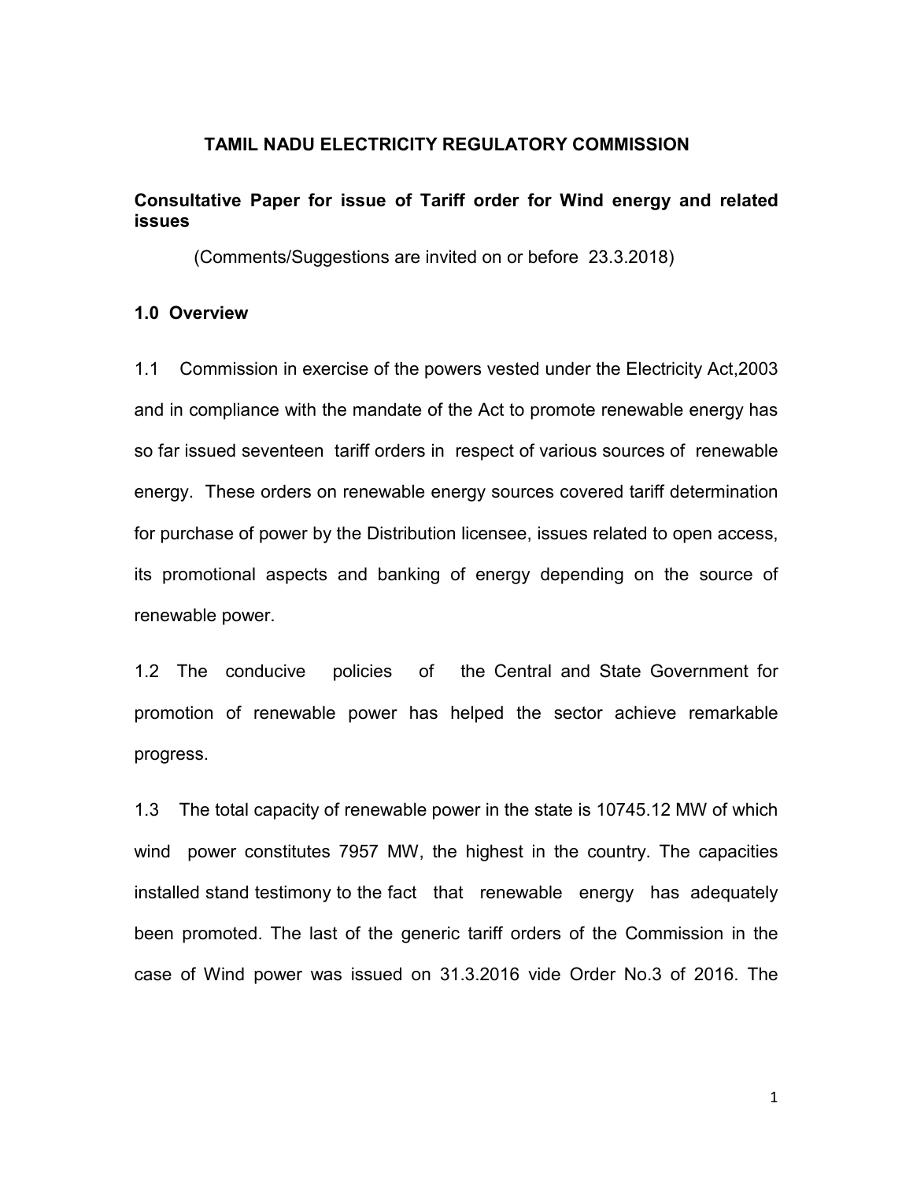# TAMIL NADU ELECTRICITY REGULATORY COMMISSION

## Consultative Paper for issue of Tariff order for Wind energy and related issues

(Comments/Suggestions are invited on or before 23.3.2018)

### 1.0 Overview

1.1 Commission in exercise of the powers vested under the Electricity Act,2003 and in compliance with the mandate of the Act to promote renewable energy has so far issued seventeen tariff orders in respect of various sources of renewable energy. These orders on renewable energy sources covered tariff determination for purchase of power by the Distribution licensee, issues related to open access, its promotional aspects and banking of energy depending on the source of renewable power.

1.2 The conducive policies of the Central and State Government for promotion of renewable power has helped the sector achieve remarkable progress.

1.3 The total capacity of renewable power in the state is 10745.12 MW of which wind power constitutes 7957 MW, the highest in the country. The capacities installed stand testimony to the fact that renewable energy has adequately been promoted. The last of the generic tariff orders of the Commission in the case of Wind power was issued on 31.3.2016 vide Order No.3 of 2016. The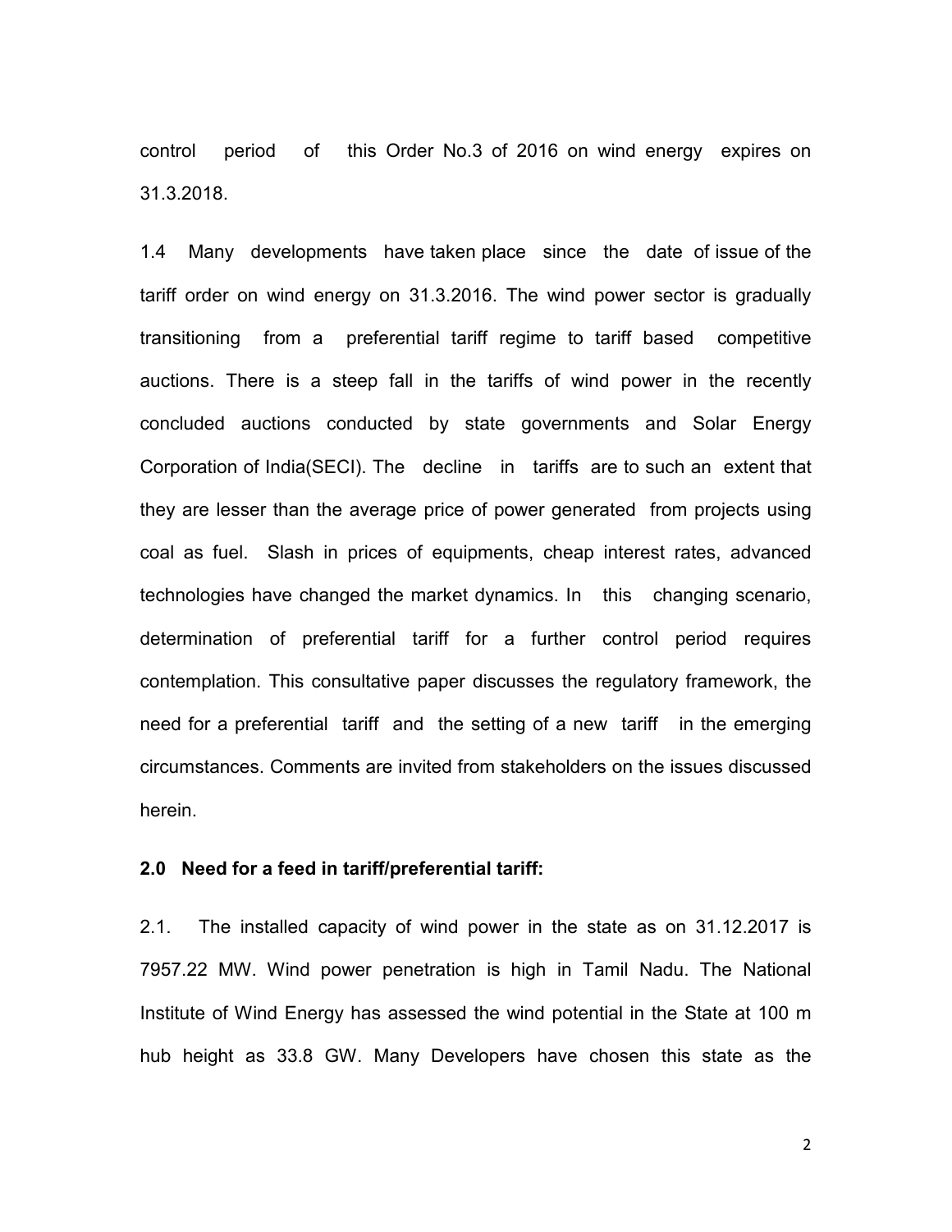control period of this Order No.3 of 2016 on wind energy expires on 31.3.2018.

1.4 Many developments have taken place since the date of issue of the tariff order on wind energy on 31.3.2016. The wind power sector is gradually transitioning from a preferential tariff regime to tariff based competitive auctions. There is a steep fall in the tariffs of wind power in the recently concluded auctions conducted by state governments and Solar Energy Corporation of India(SECI). The decline in tariffs are to such an extent that they are lesser than the average price of power generated from projects using coal as fuel. Slash in prices of equipments, cheap interest rates, advanced technologies have changed the market dynamics. In this changing scenario, determination of preferential tariff for a further control period requires contemplation. This consultative paper discusses the regulatory framework, the need for a preferential tariff and the setting of a new tariff in the emerging circumstances. Comments are invited from stakeholders on the issues discussed herein.

**2.0 Need for a feed in tariff/preferential tariff:**

2.1. The installed capacity of wind power in the state as on 31.12.2017 is 7957.22 MW. Wind power penetration is high in Tamil Nadu. The National Institute of Wind Energy has assessed the wind potential in the State at 100 m hub height as 33.8 GW. Many Developers have chosen this state as the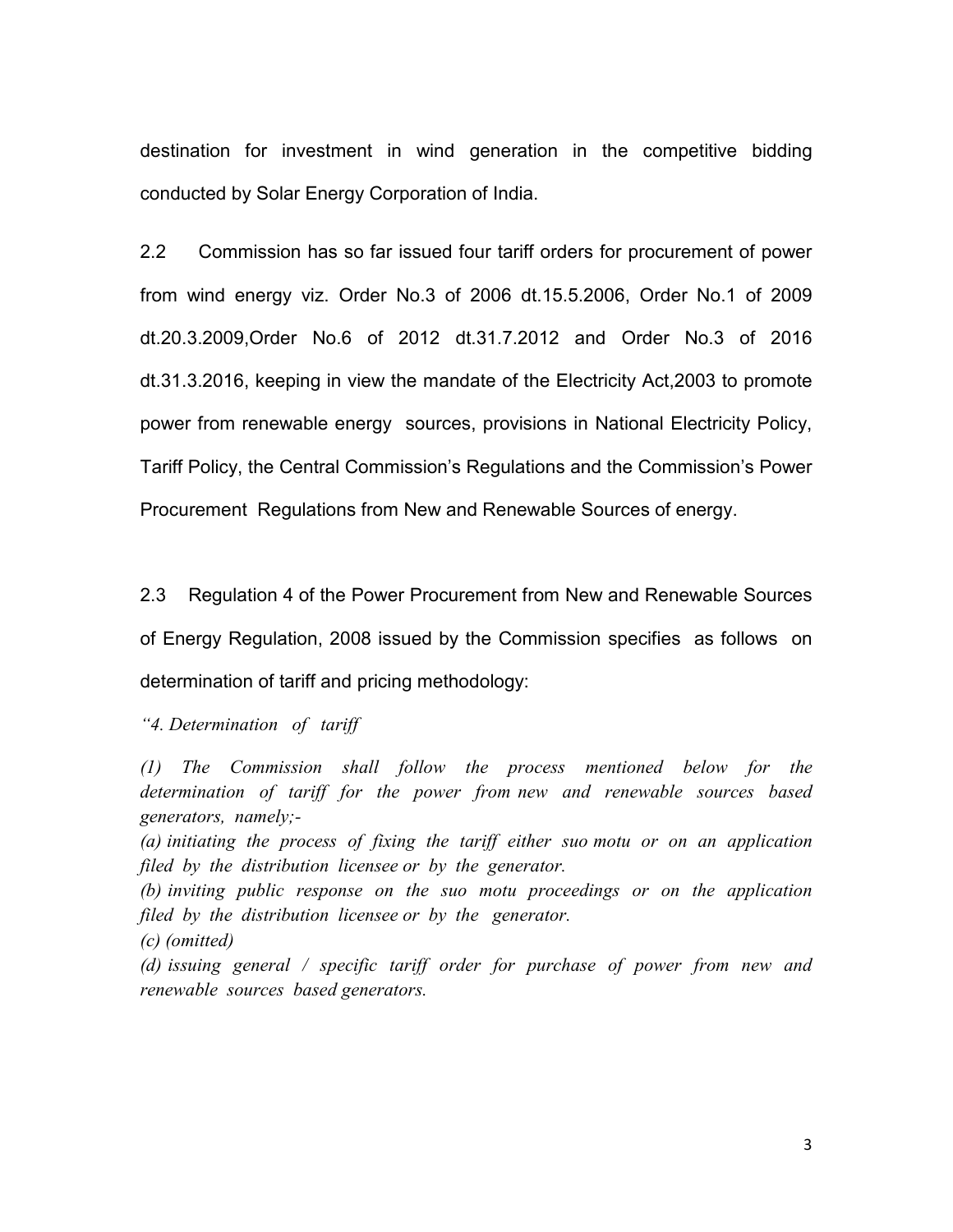destination for investment in wind generation in the competitive bidding conducted by Solar Energy Corporation of India.

2.2 Commission has so far issued four tariff orders for procurement of power from wind energy viz. Order No.3 of 2006 dt.15.5.2006, Order No.1 of 2009 dt.20.3.2009,Order No.6 of 2012 dt.31.7.2012 and Order No.3 of 2016 dt.31.3.2016, keeping in view the mandate of the Electricity Act,2003 to promote power from renewable energy sources, provisions in National Electricity Policy, Tariff Policy, the Central Commission's Regulations and the Commission's Power Procurement Regulations from New and Renewable Sources of energy.

2.3 Regulation 4 of the Power Procurement from New and Renewable Sources of Energy Regulation, 2008 issued by the Commission specifies as follows on determination of tariff and pricing methodology:

*"4. Determination of tariff*

*(1) The Commission shall follow the process mentioned below for the determination of tariff for the power from new and renewable sources based generators, namely;-*

*(a) initiating the process of fixing the tariff either suo motu or on an application filed by the distribution licensee or by the generator.*

*(b) inviting public response on the suo motu proceedings or on the application filed by the distribution licensee or by the generator.*

*(c) (omitted)*

*(d) issuing general / specific tariff order for purchase of power from new and renewable sources based generators.*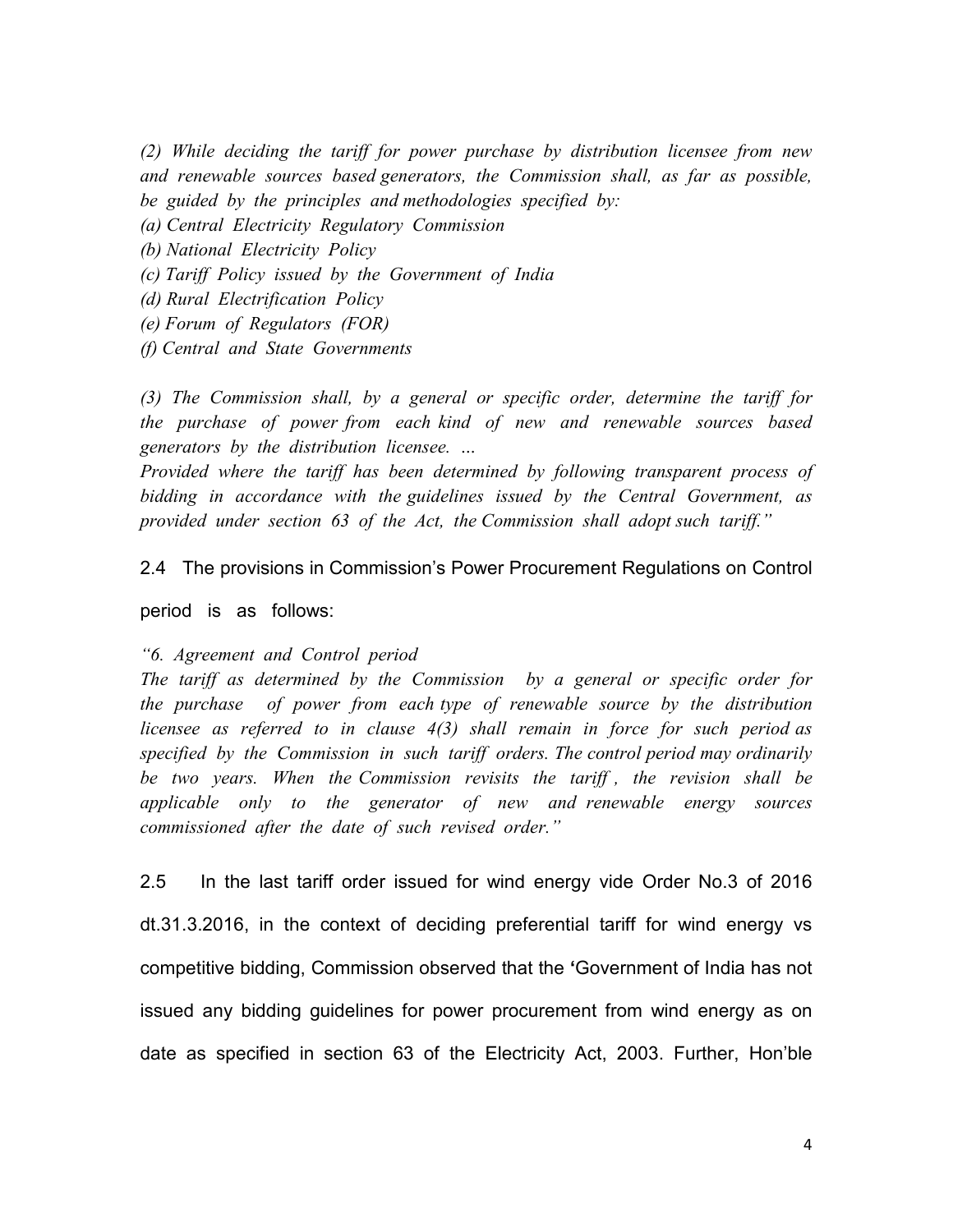*(2) While deciding the tariff for power purchase by distribution licensee from new and renewable sources based generators, the Commission shall, as far as possible, be guided by the principles and methodologies specified by:*
*(a) Central Electricity Regulatory Commission*
*(b) National Electricity Policy*
*(c) Tariff Policy issued by the Government of India*
*(d) Rural Electrification Policy*
*(e) Forum of Regulators (FOR)*
*(f) Central and State Governments*

*(3) The Commission shall, by a general or specific order, determine the tariff for the purchase of power from each kind of new and renewable sources based generators by the distribution licensee. …*
*Provided where the tariff has been determined by following transparent process of bidding in accordance with the guidelines issued by the Central Government, as provided under section 63 of the Act, the Commission shall adopt such tariff."*

2.4 The provisions in Commission's Power Procurement Regulations on Control period is as follows:

*"6. Agreement and Control period*
*The tariff as determined by the Commission by a general or specific order for the purchase of power from each type of renewable source by the distribution licensee as referred to in clause 4(3) shall remain in force for such period as specified by the Commission in such tariff orders. The control period may ordinarily be two years. When the Commission revisits the tariff , the revision shall be applicable only to the generator of new and renewable energy sources commissioned after the date of such revised order."*

2.5 In the last tariff order issued for wind energy vide Order No.3 of 2016 dt.31.3.2016, in the context of deciding preferential tariff for wind energy vs competitive bidding, Commission observed that the 'Government of India has not issued any bidding guidelines for power procurement from wind energy as on date as specified in section 63 of the Electricity Act, 2003. Further, Hon'ble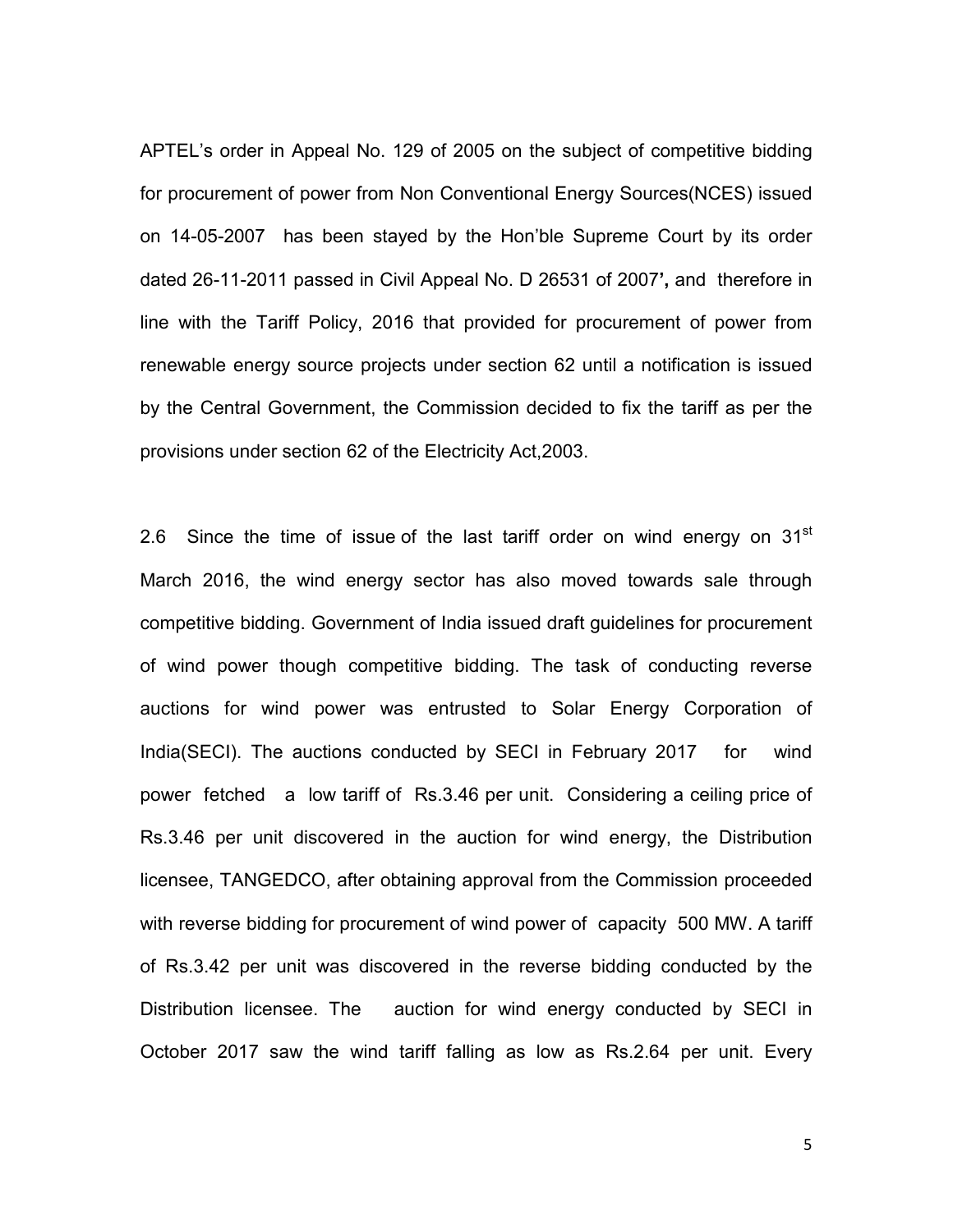APTEL's order in Appeal No. 129 of 2005 on the subject of competitive bidding for procurement of power from Non Conventional Energy Sources(NCES) issued on 14-05-2007 has been stayed by the Hon'ble Supreme Court by its order dated 26-11-2011 passed in Civil Appeal No. D 26531 of 2007**'**, and therefore in line with the Tariff Policy, 2016 that provided for procurement of power from renewable energy source projects under section 62 until a notification is issued by the Central Government, the Commission decided to fix the tariff as per the provisions under section 62 of the Electricity Act,2003.

2.6 Since the time of issue of the last tariff order on wind energy on 31st March 2016, the wind energy sector has also moved towards sale through competitive bidding. Government of India issued draft guidelines for procurement of wind power though competitive bidding. The task of conducting reverse auctions for wind power was entrusted to Solar Energy Corporation of India(SECI). The auctions conducted by SECI in February 2017 for wind power fetched a low tariff of Rs.3.46 per unit. Considering a ceiling price of Rs.3.46 per unit discovered in the auction for wind energy, the Distribution licensee, TANGEDCO, after obtaining approval from the Commission proceeded with reverse bidding for procurement of wind power of capacity 500 MW. A tariff of Rs.3.42 per unit was discovered in the reverse bidding conducted by the Distribution licensee. The auction for wind energy conducted by SECI in October 2017 saw the wind tariff falling as low as Rs.2.64 per unit. Every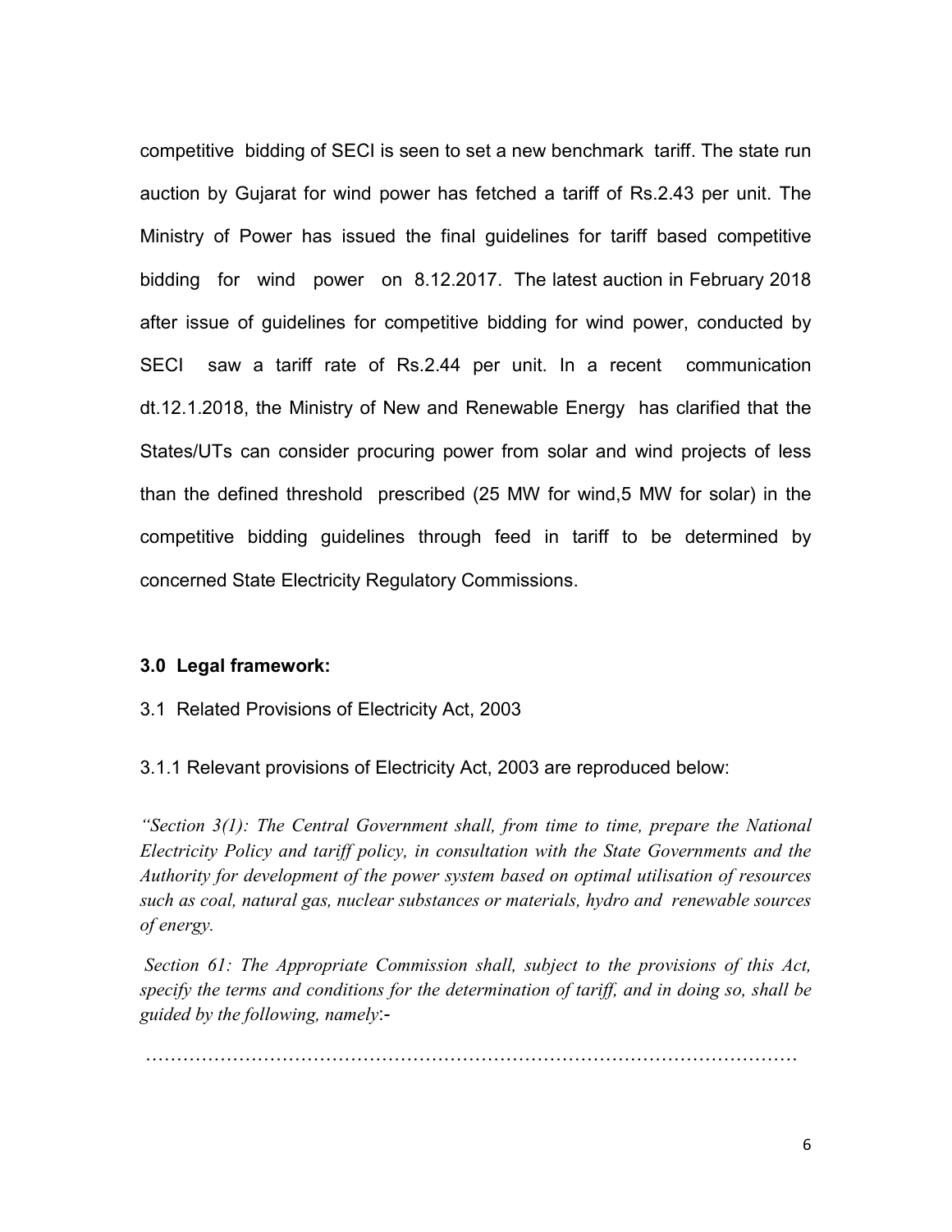competitive bidding of SECI is seen to set a new benchmark tariff. The state run auction by Gujarat for wind power has fetched a tariff of Rs.2.43 per unit. The Ministry of Power has issued the final guidelines for tariff based competitive bidding for wind power on 8.12.2017. The latest auction in February 2018 after issue of guidelines for competitive bidding for wind power, conducted by SECI saw a tariff rate of Rs.2.44 per unit. In a recent communication dt.12.1.2018, the Ministry of New and Renewable Energy has clarified that the States/UTs can consider procuring power from solar and wind projects of less than the defined threshold prescribed (25 MW for wind,5 MW for solar) in the competitive bidding guidelines through feed in tariff to be determined by concerned State Electricity Regulatory Commissions.

**3.0 Legal framework:**

3.1 Related Provisions of Electricity Act, 2003

3.1.1 Relevant provisions of Electricity Act, 2003 are reproduced below:

*"Section 3(1): The Central Government shall, from time to time, prepare the National Electricity Policy and tariff policy, in consultation with the State Governments and the Authority for development of the power system based on optimal utilisation of resources such as coal, natural gas, nuclear substances or materials, hydro and renewable sources of energy.*

*Section 61: The Appropriate Commission shall, subject to the provisions of this Act, specify the terms and conditions for the determination of tariff, and in doing so, shall be guided by the following, namely*:-

…………………………………………………………………………………………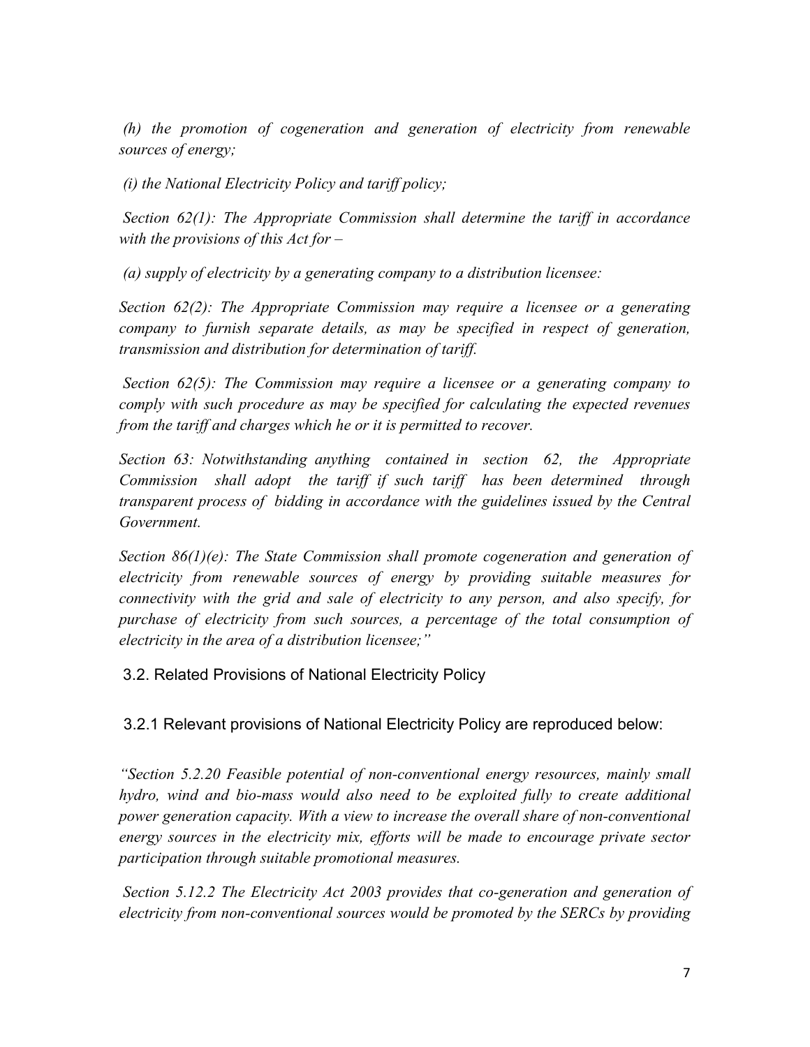*(h) the promotion of cogeneration and generation of electricity from renewable sources of energy;*

*(i) the National Electricity Policy and tariff policy;*

*Section 62(1): The Appropriate Commission shall determine the tariff in accordance with the provisions of this Act for –*

*(a) supply of electricity by a generating company to a distribution licensee:*

*Section 62(2): The Appropriate Commission may require a licensee or a generating company to furnish separate details, as may be specified in respect of generation, transmission and distribution for determination of tariff.*

*Section 62(5): The Commission may require a licensee or a generating company to comply with such procedure as may be specified for calculating the expected revenues from the tariff and charges which he or it is permitted to recover.*

*Section 63: Notwithstanding anything contained in section 62, the Appropriate Commission shall adopt the tariff if such tariff has been determined through transparent process of bidding in accordance with the guidelines issued by the Central Government.*

*Section 86(1)(e): The State Commission shall promote cogeneration and generation of electricity from renewable sources of energy by providing suitable measures for connectivity with the grid and sale of electricity to any person, and also specify, for purchase of electricity from such sources, a percentage of the total consumption of electricity in the area of a distribution licensee;"*

### 3.2. Related Provisions of National Electricity Policy

3.2.1 Relevant provisions of National Electricity Policy are reproduced below:

*"Section 5.2.20 Feasible potential of non-conventional energy resources, mainly small hydro, wind and bio-mass would also need to be exploited fully to create additional power generation capacity. With a view to increase the overall share of non-conventional energy sources in the electricity mix, efforts will be made to encourage private sector participation through suitable promotional measures.*

*Section 5.12.2 The Electricity Act 2003 provides that co-generation and generation of electricity from non-conventional sources would be promoted by the SERCs by providing*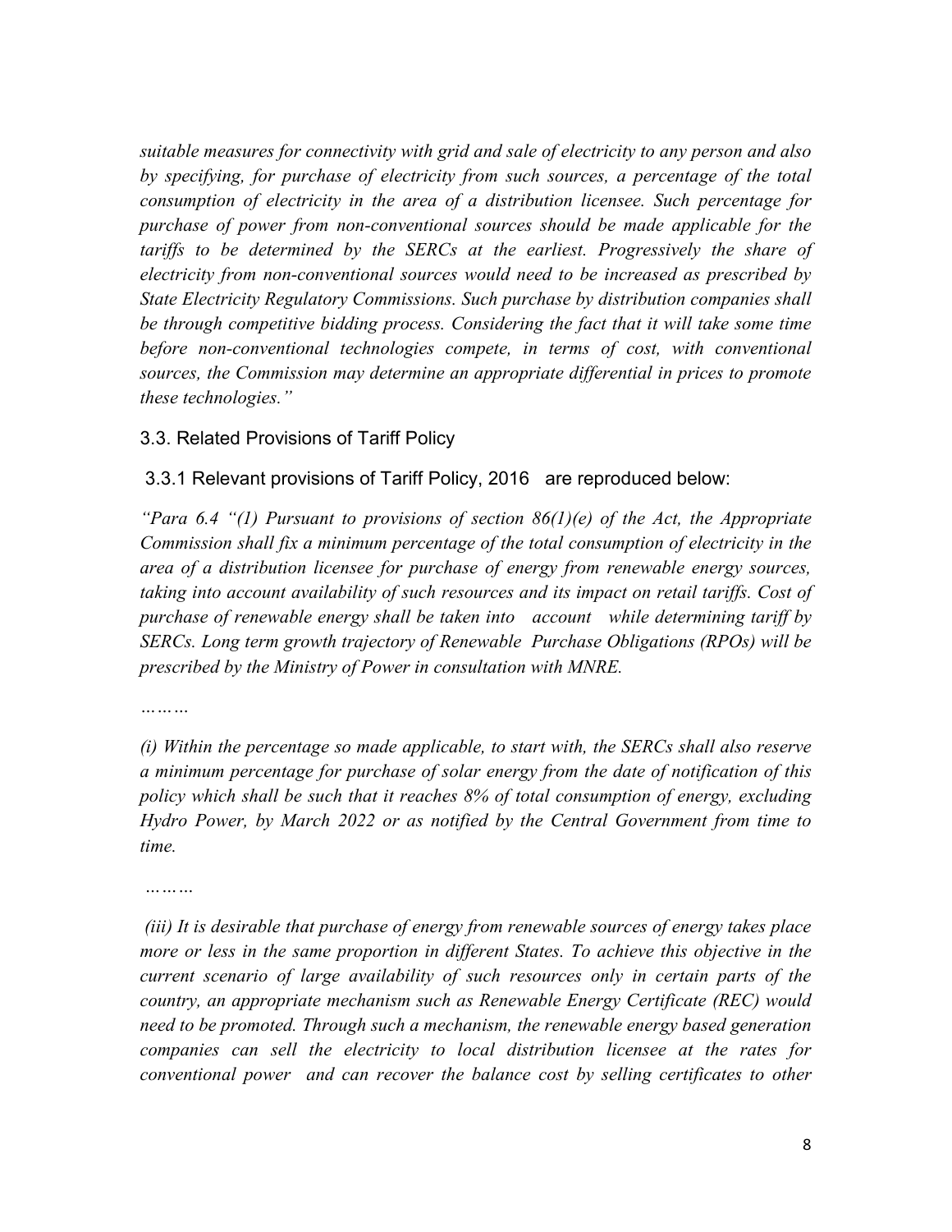*suitable measures for connectivity with grid and sale of electricity to any person and also by specifying, for purchase of electricity from such sources, a percentage of the total consumption of electricity in the area of a distribution licensee. Such percentage for purchase of power from non-conventional sources should be made applicable for the tariffs to be determined by the SERCs at the earliest. Progressively the share of electricity from non-conventional sources would need to be increased as prescribed by State Electricity Regulatory Commissions. Such purchase by distribution companies shall be through competitive bidding process. Considering the fact that it will take some time before non-conventional technologies compete, in terms of cost, with conventional sources, the Commission may determine an appropriate differential in prices to promote these technologies."*

### 3.3. Related Provisions of Tariff Policy

#### 3.3.1 Relevant provisions of Tariff Policy, 2016 are reproduced below:

*"Para 6.4 "(1) Pursuant to provisions of section 86(1)(e) of the Act, the Appropriate Commission shall fix a minimum percentage of the total consumption of electricity in the area of a distribution licensee for purchase of energy from renewable energy sources, taking into account availability of such resources and its impact on retail tariffs. Cost of purchase of renewable energy shall be taken into account while determining tariff by SERCs. Long term growth trajectory of Renewable Purchase Obligations (RPOs) will be prescribed by the Ministry of Power in consultation with MNRE.*

*………*

*(i) Within the percentage so made applicable, to start with, the SERCs shall also reserve a minimum percentage for purchase of solar energy from the date of notification of this policy which shall be such that it reaches 8% of total consumption of energy, excluding Hydro Power, by March 2022 or as notified by the Central Government from time to time.*

*………*

*(iii) It is desirable that purchase of energy from renewable sources of energy takes place more or less in the same proportion in different States. To achieve this objective in the current scenario of large availability of such resources only in certain parts of the country, an appropriate mechanism such as Renewable Energy Certificate (REC) would need to be promoted. Through such a mechanism, the renewable energy based generation companies can sell the electricity to local distribution licensee at the rates for conventional power and can recover the balance cost by selling certificates to other*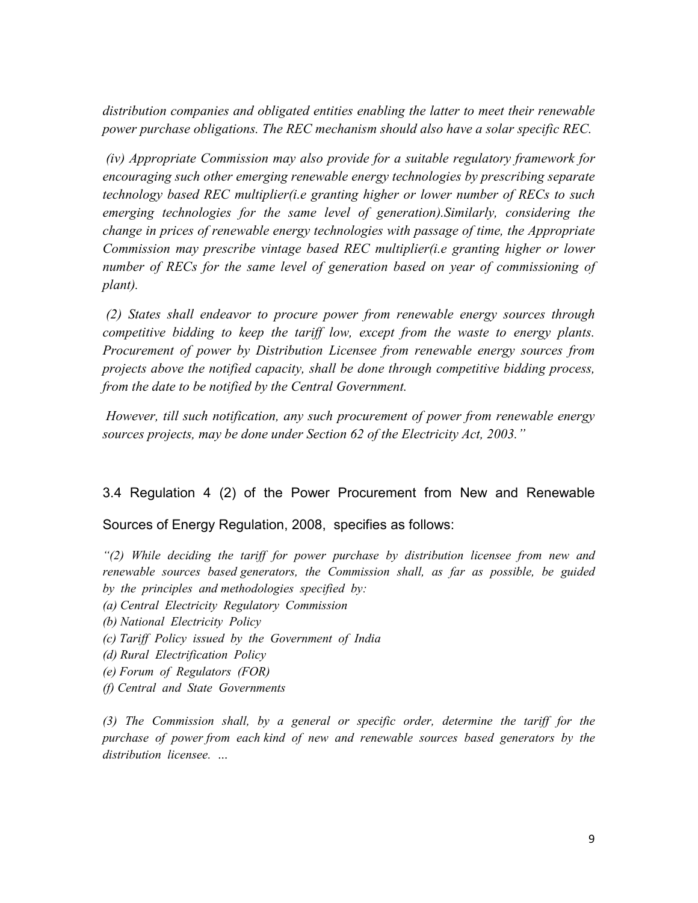*distribution companies and obligated entities enabling the latter to meet their renewable power purchase obligations. The REC mechanism should also have a solar specific REC.*

*(iv) Appropriate Commission may also provide for a suitable regulatory framework for encouraging such other emerging renewable energy technologies by prescribing separate technology based REC multiplier(i.e granting higher or lower number of RECs to such emerging technologies for the same level of generation).Similarly, considering the change in prices of renewable energy technologies with passage of time, the Appropriate Commission may prescribe vintage based REC multiplier(i.e granting higher or lower number of RECs for the same level of generation based on year of commissioning of plant).*

*(2) States shall endeavor to procure power from renewable energy sources through competitive bidding to keep the tariff low, except from the waste to energy plants. Procurement of power by Distribution Licensee from renewable energy sources from projects above the notified capacity, shall be done through competitive bidding process, from the date to be notified by the Central Government.*

*However, till such notification, any such procurement of power from renewable energy sources projects, may be done under Section 62 of the Electricity Act, 2003."*

3.4 Regulation 4 (2) of the Power Procurement from New and Renewable Sources of Energy Regulation, 2008, specifies as follows:

*"(2) While deciding the tariff for power purchase by distribution licensee from new and renewable sources based generators, the Commission shall, as far as possible, be guided by the principles and methodologies specified by:*
*(a) Central Electricity Regulatory Commission*
*(b) National Electricity Policy*
*(c) Tariff Policy issued by the Government of India*
*(d) Rural Electrification Policy*
*(e) Forum of Regulators (FOR)*
*(f) Central and State Governments*

*(3) The Commission shall, by a general or specific order, determine the tariff for the purchase of power from each kind of new and renewable sources based generators by the distribution licensee. ...*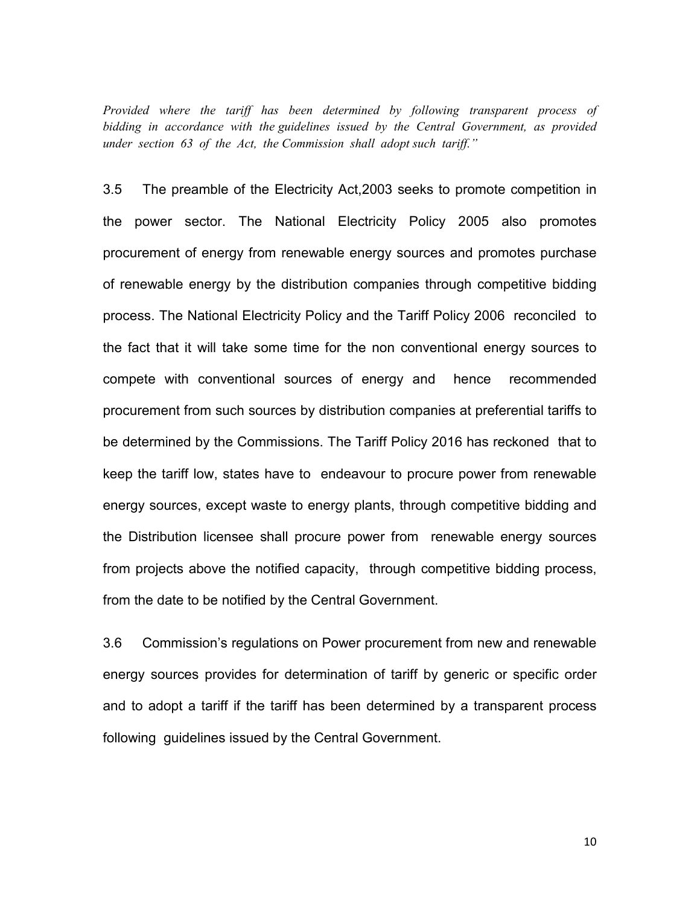*Provided where the tariff has been determined by following transparent process of bidding in accordance with the guidelines issued by the Central Government, as provided under section 63 of the Act, the Commission shall adopt such tariff."*

3.5 The preamble of the Electricity Act,2003 seeks to promote competition in the power sector. The National Electricity Policy 2005 also promotes procurement of energy from renewable energy sources and promotes purchase of renewable energy by the distribution companies through competitive bidding process. The National Electricity Policy and the Tariff Policy 2006 reconciled to the fact that it will take some time for the non conventional energy sources to compete with conventional sources of energy and hence recommended procurement from such sources by distribution companies at preferential tariffs to be determined by the Commissions. The Tariff Policy 2016 has reckoned that to keep the tariff low, states have to endeavour to procure power from renewable energy sources, except waste to energy plants, through competitive bidding and the Distribution licensee shall procure power from renewable energy sources from projects above the notified capacity, through competitive bidding process, from the date to be notified by the Central Government.

3.6 Commission's regulations on Power procurement from new and renewable energy sources provides for determination of tariff by generic or specific order and to adopt a tariff if the tariff has been determined by a transparent process following guidelines issued by the Central Government.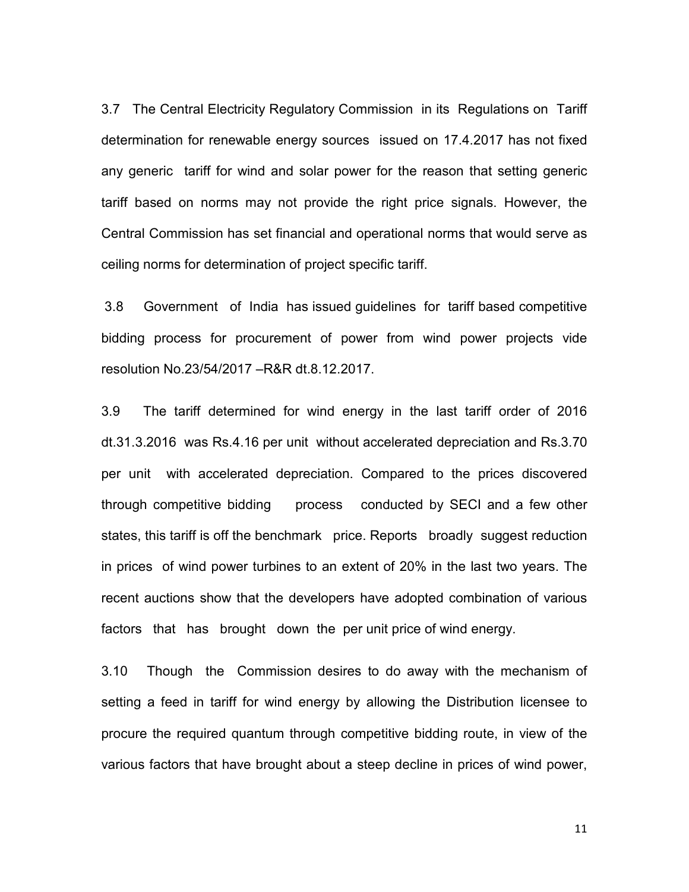3.7 The Central Electricity Regulatory Commission in its Regulations on Tariff determination for renewable energy sources issued on 17.4.2017 has not fixed any generic tariff for wind and solar power for the reason that setting generic tariff based on norms may not provide the right price signals. However, the Central Commission has set financial and operational norms that would serve as ceiling norms for determination of project specific tariff.

3.8 Government of India has issued guidelines for tariff based competitive bidding process for procurement of power from wind power projects vide resolution No.23/54/2017 –R&R dt.8.12.2017.

3.9 The tariff determined for wind energy in the last tariff order of 2016 dt.31.3.2016 was Rs.4.16 per unit without accelerated depreciation and Rs.3.70 per unit with accelerated depreciation. Compared to the prices discovered through competitive bidding process conducted by SECI and a few other states, this tariff is off the benchmark price. Reports broadly suggest reduction in prices of wind power turbines to an extent of 20% in the last two years. The recent auctions show that the developers have adopted combination of various factors that has brought down the per unit price of wind energy.

3.10 Though the Commission desires to do away with the mechanism of setting a feed in tariff for wind energy by allowing the Distribution licensee to procure the required quantum through competitive bidding route, in view of the various factors that have brought about a steep decline in prices of wind power,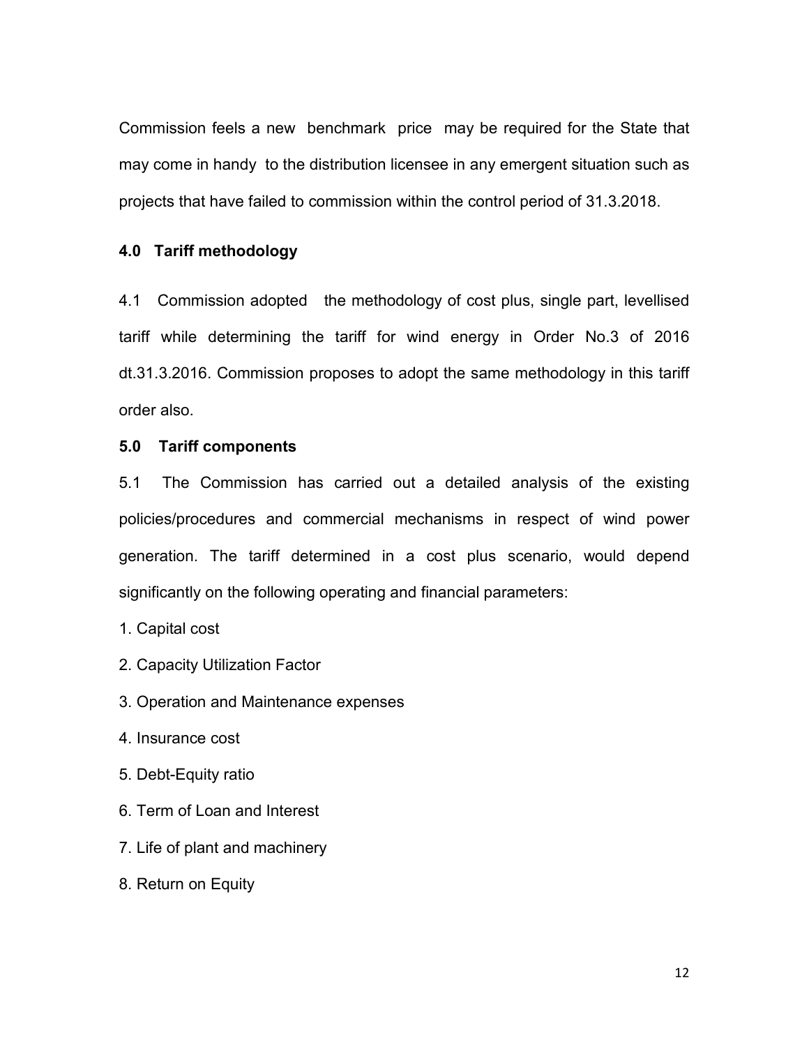Commission feels a new benchmark price may be required for the State that may come in handy to the distribution licensee in any emergent situation such as projects that have failed to commission within the control period of 31.3.2018.

**4.0 Tariff methodology**

4.1 Commission adopted the methodology of cost plus, single part, levellised tariff while determining the tariff for wind energy in Order No.3 of 2016 dt.31.3.2016. Commission proposes to adopt the same methodology in this tariff order also.

**5.0 Tariff components**

5.1 The Commission has carried out a detailed analysis of the existing policies/procedures and commercial mechanisms in respect of wind power generation. The tariff determined in a cost plus scenario, would depend significantly on the following operating and financial parameters:

1. Capital cost
2. Capacity Utilization Factor
3. Operation and Maintenance expenses
4. Insurance cost
5. Debt-Equity ratio
6. Term of Loan and Interest
7. Life of plant and machinery
8. Return on Equity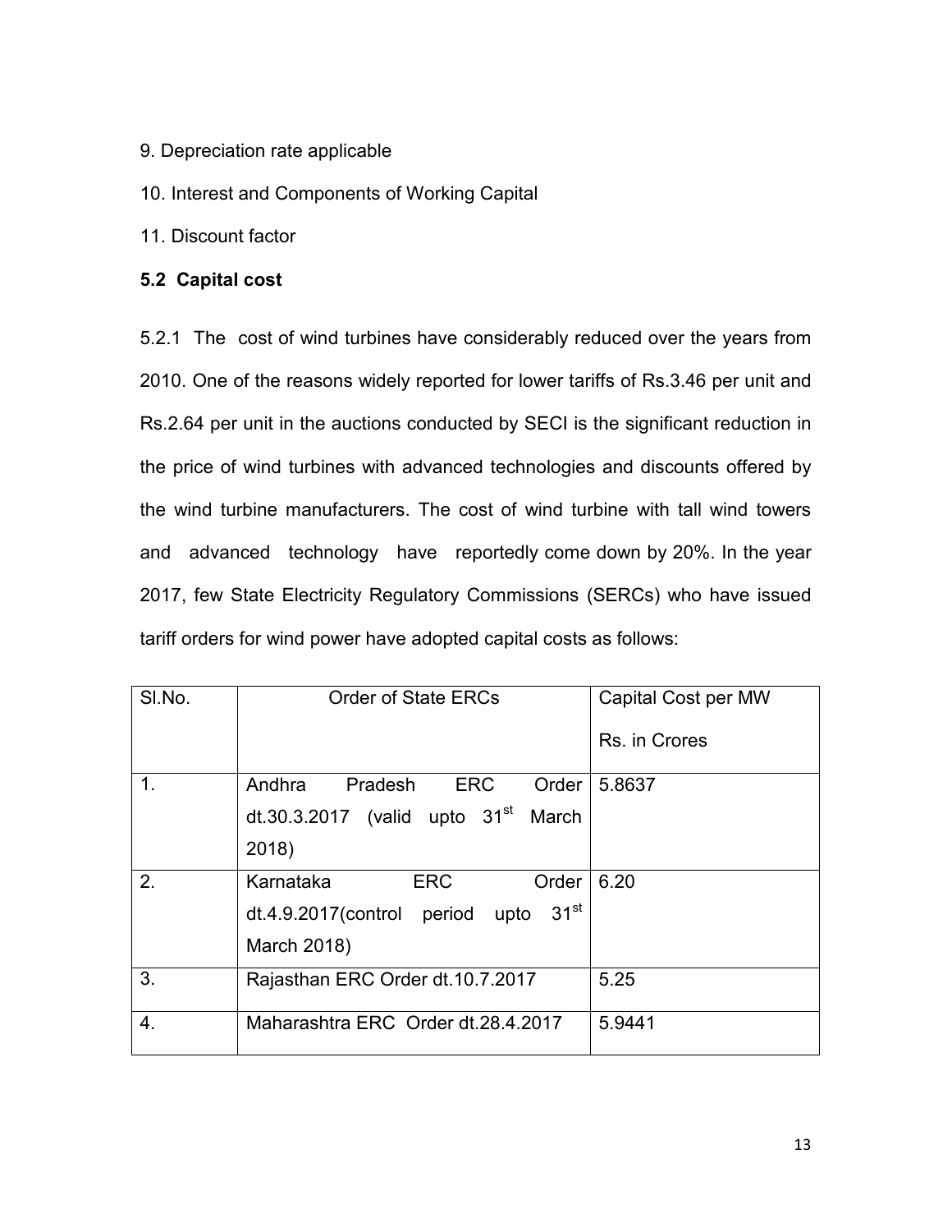9. Depreciation rate applicable

10. Interest and Components of Working Capital

11. Discount factor

### 5.2 Capital cost

5.2.1 The cost of wind turbines have considerably reduced over the years from 2010. One of the reasons widely reported for lower tariffs of Rs.3.46 per unit and Rs.2.64 per unit in the auctions conducted by SECI is the significant reduction in the price of wind turbines with advanced technologies and discounts offered by the wind turbine manufacturers. The cost of wind turbine with tall wind towers and advanced technology have reportedly come down by 20%. In the year 2017, few State Electricity Regulatory Commissions (SERCs) who have issued tariff orders for wind power have adopted capital costs as follows:

| Sl.No. | Order of State ERCs | Capital Cost per MW Rs. in Crores |
|---|---|---|
| 1. | Andhra Pradesh ERC Order dt.30.3.2017 (valid upto 31st March 2018) | 5.8637 |
| 2. | Karnataka ERC Order dt.4.9.2017(control period upto 31st March 2018) | 6.20 |
| 3. | Rajasthan ERC Order dt.10.7.2017 | 5.25 |
| 4. | Maharashtra ERC Order dt.28.4.2017 | 5.9441 |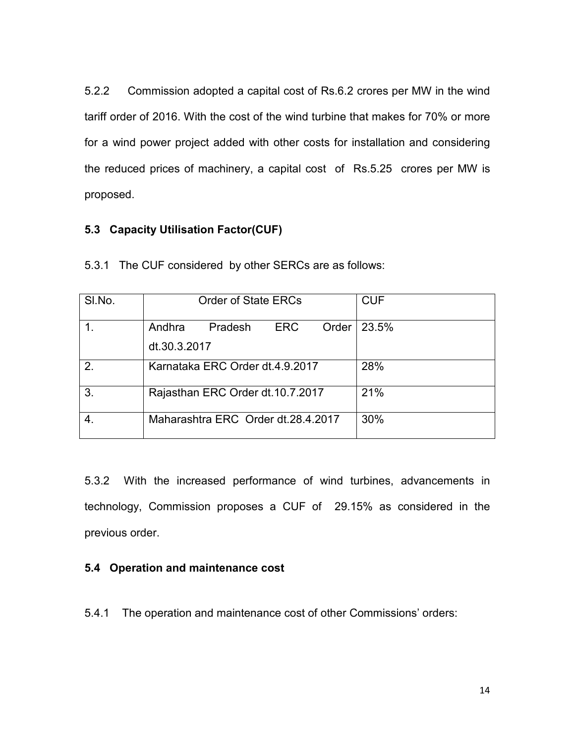5.2.2 Commission adopted a capital cost of Rs.6.2 crores per MW in the wind tariff order of 2016. With the cost of the wind turbine that makes for 70% or more for a wind power project added with other costs for installation and considering the reduced prices of machinery, a capital cost of Rs.5.25 crores per MW is proposed.

### 5.3 Capacity Utilisation Factor(CUF)

5.3.1 The CUF considered by other SERCs are as follows:

| Sl.No. | Order of State ERCs | CUF |
|---|---|---|
| 1. | Andhra Pradesh ERC Order dt.30.3.2017 | 23.5% |
| 2. | Karnataka ERC Order dt.4.9.2017 | 28% |
| 3. | Rajasthan ERC Order dt.10.7.2017 | 21% |
| 4. | Maharashtra ERC Order dt.28.4.2017 | 30% |

5.3.2 With the increased performance of wind turbines, advancements in technology, Commission proposes a CUF of 29.15% as considered in the previous order.

### 5.4 Operation and maintenance cost

5.4.1 The operation and maintenance cost of other Commissions' orders: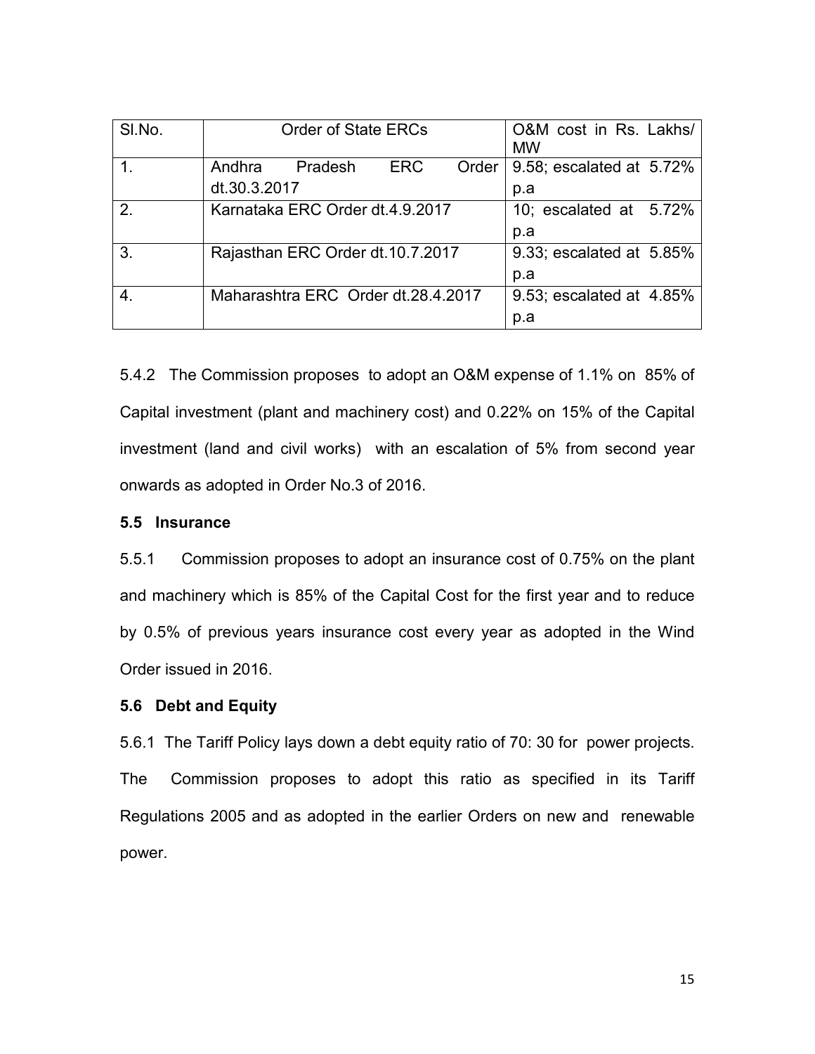| Sl.No. | Order of State ERCs | O&M cost in Rs. Lakhs/ MW |
|---|---|---|
| 1. | Andhra Pradesh ERC Order dt.30.3.2017 | 9.58; escalated at 5.72% p.a |
| 2. | Karnataka ERC Order dt.4.9.2017 | 10; escalated at 5.72% p.a |
| 3. | Rajasthan ERC Order dt.10.7.2017 | 9.33; escalated at 5.85% p.a |
| 4. | Maharashtra ERC Order dt.28.4.2017 | 9.53; escalated at 4.85% p.a |

5.4.2 The Commission proposes to adopt an O&M expense of 1.1% on 85% of Capital investment (plant and machinery cost) and 0.22% on 15% of the Capital investment (land and civil works) with an escalation of 5% from second year onwards as adopted in Order No.3 of 2016.

### 5.5 Insurance

5.5.1 Commission proposes to adopt an insurance cost of 0.75% on the plant and machinery which is 85% of the Capital Cost for the first year and to reduce by 0.5% of previous years insurance cost every year as adopted in the Wind Order issued in 2016.

### 5.6 Debt and Equity

5.6.1 The Tariff Policy lays down a debt equity ratio of 70: 30 for power projects. The Commission proposes to adopt this ratio as specified in its Tariff Regulations 2005 and as adopted in the earlier Orders on new and renewable power.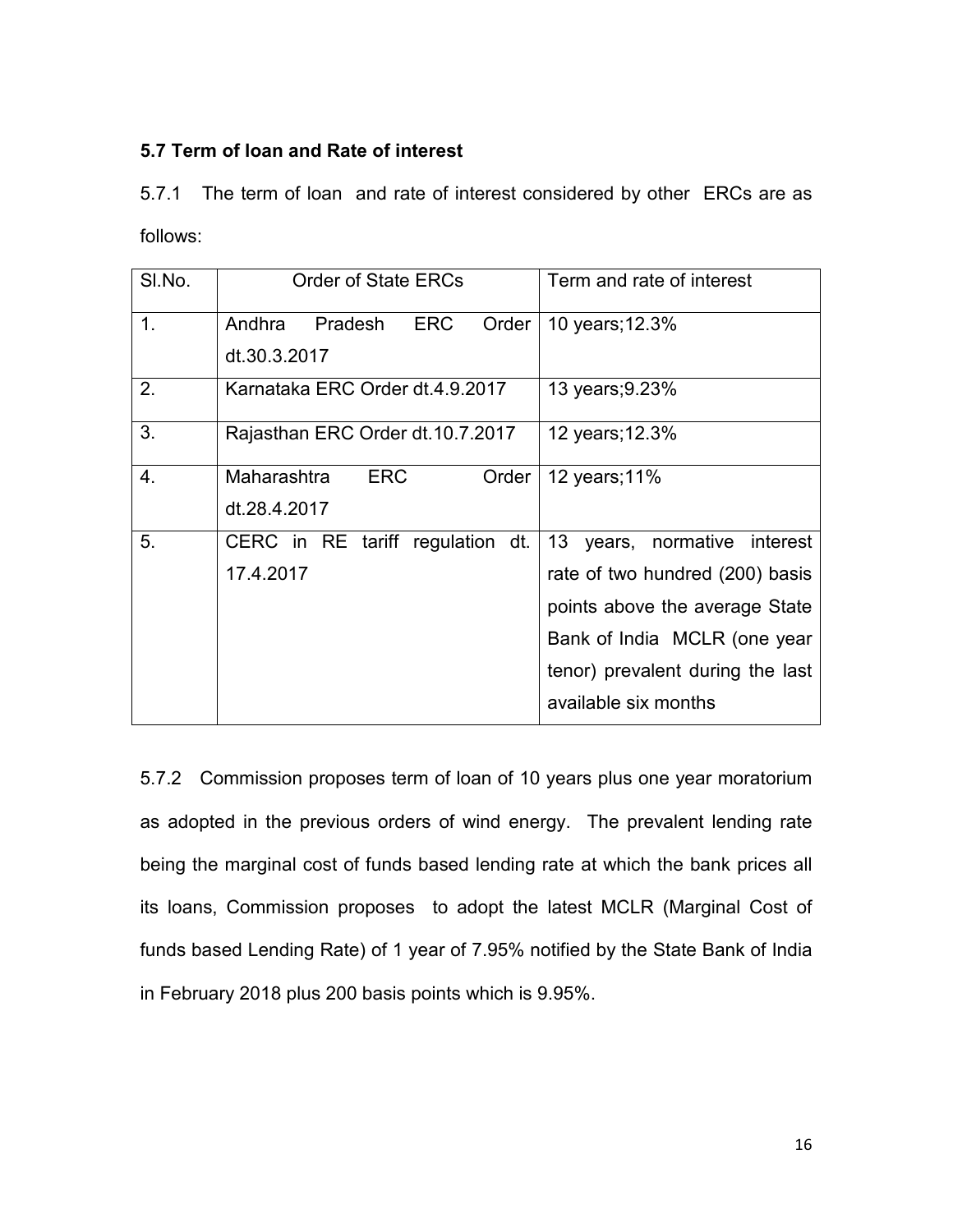### 5.7 Term of loan and Rate of interest

5.7.1 The term of loan and rate of interest considered by other ERCs are as follows:

| Sl.No. | Order of State ERCs | Term and rate of interest |
|---|---|---|
| 1. | Andhra Pradesh ERC Order dt.30.3.2017 | 10 years;12.3% |
| 2. | Karnataka ERC Order dt.4.9.2017 | 13 years;9.23% |
| 3. | Rajasthan ERC Order dt.10.7.2017 | 12 years;12.3% |
| 4. | Maharashtra ERC Order dt.28.4.2017 | 12 years;11% |
| 5. | CERC in RE tariff regulation dt. 17.4.2017 | 13 years, normative interest rate of two hundred (200) basis points above the average State Bank of India MCLR (one year tenor) prevalent during the last available six months |

5.7.2 Commission proposes term of loan of 10 years plus one year moratorium as adopted in the previous orders of wind energy. The prevalent lending rate being the marginal cost of funds based lending rate at which the bank prices all its loans, Commission proposes to adopt the latest MCLR (Marginal Cost of funds based Lending Rate) of 1 year of 7.95% notified by the State Bank of India in February 2018 plus 200 basis points which is 9.95%.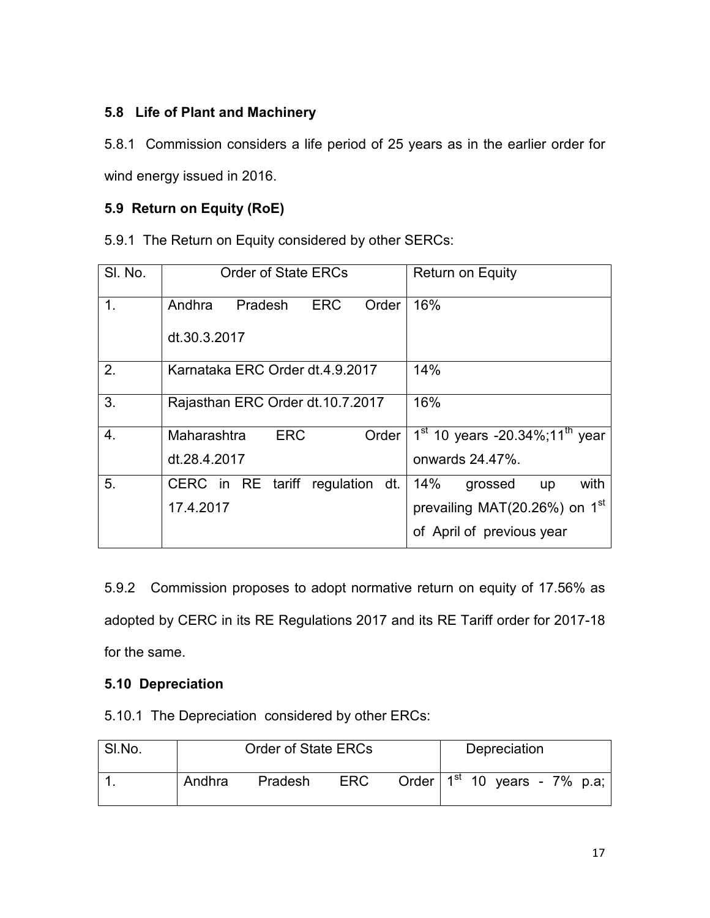### 5.8 Life of Plant and Machinery

5.8.1 Commission considers a life period of 25 years as in the earlier order for wind energy issued in 2016.

### 5.9 Return on Equity (RoE)

5.9.1 The Return on Equity considered by other SERCs:

| Sl. No. | Order of State ERCs | Return on Equity |
|---|---|---|
| 1. | Andhra Pradesh ERC Order dt.30.3.2017 | 16% |
| 2. | Karnataka ERC Order dt.4.9.2017 | 14% |
| 3. | Rajasthan ERC Order dt.10.7.2017 | 16% |
| 4. | Maharashtra ERC Order dt.28.4.2017 | 1st 10 years -20.34%;11th year onwards 24.47%. |
| 5. | CERC in RE tariff regulation dt. 17.4.2017 | 14% grossed up with prevailing MAT(20.26%) on 1st of April of previous year |

5.9.2 Commission proposes to adopt normative return on equity of 17.56% as adopted by CERC in its RE Regulations 2017 and its RE Tariff order for 2017-18 for the same.

### 5.10 Depreciation

5.10.1 The Depreciation considered by other ERCs:

| Sl.No. | Order of State ERCs | Depreciation |
|---|---|---|
| 1. | Andhra Pradesh ERC Order | 1st 10 years - 7% p.a; |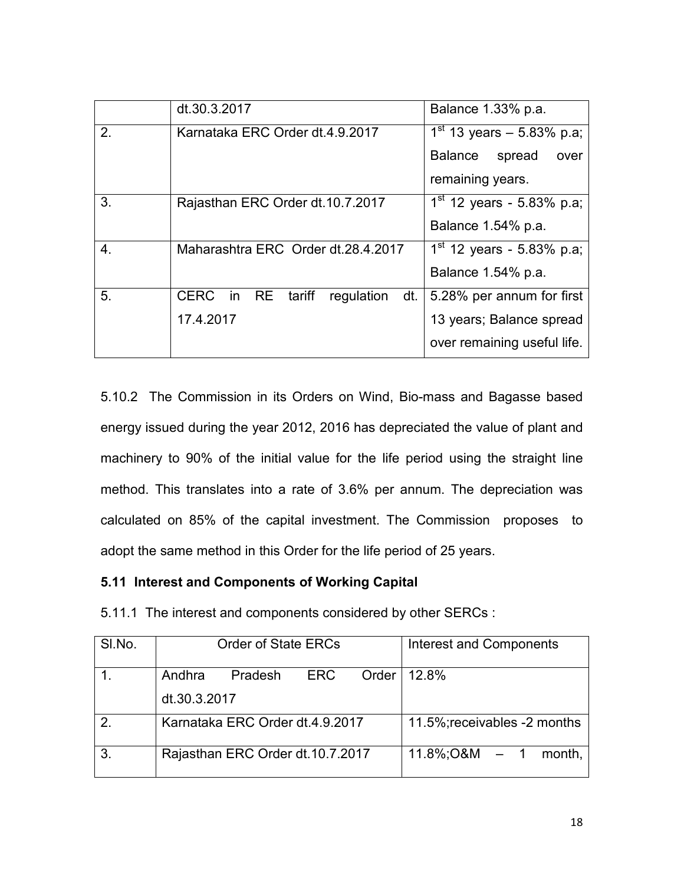|  | dt.30.3.2017 | Balance 1.33% p.a. |
|---|---|---|
| 2. | Karnataka ERC Order dt.4.9.2017 | 1st 13 years – 5.83% p.a; Balance spread over remaining years. |
| 3. | Rajasthan ERC Order dt.10.7.2017 | 1st 12 years - 5.83% p.a; Balance 1.54% p.a. |
| 4. | Maharashtra ERC Order dt.28.4.2017 | 1st 12 years - 5.83% p.a; Balance 1.54% p.a. |
| 5. | CERC in RE tariff regulation dt. 17.4.2017 | 5.28% per annum for first 13 years; Balance spread over remaining useful life. |

5.10.2 The Commission in its Orders on Wind, Bio-mass and Bagasse based energy issued during the year 2012, 2016 has depreciated the value of plant and machinery to 90% of the initial value for the life period using the straight line method. This translates into a rate of 3.6% per annum. The depreciation was calculated on 85% of the capital investment. The Commission proposes to adopt the same method in this Order for the life period of 25 years.

**5.11 Interest and Components of Working Capital**

5.11.1 The interest and components considered by other SERCs :

| Sl.No. | Order of State ERCs | Interest and Components |
|---|---|---|
| 1. | Andhra Pradesh ERC Order dt.30.3.2017 | 12.8% |
| 2. | Karnataka ERC Order dt.4.9.2017 | 11.5%;receivables -2 months |
| 3. | Rajasthan ERC Order dt.10.7.2017 | 11.8%;O&M – 1 month, |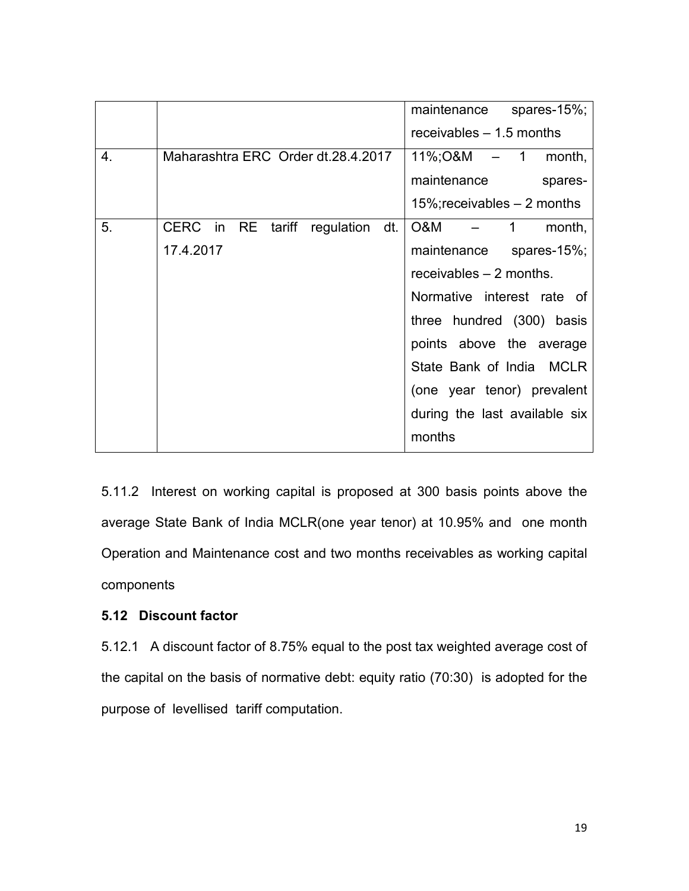| | | |
|---|---|---|
| | | maintenance spares-15%; receivables – 1.5 months |
| 4. | Maharashtra ERC Order dt.28.4.2017 | 11%;O&M – 1 month, maintenance spares-15%;receivables – 2 months |
| 5. | CERC in RE tariff regulation dt. 17.4.2017 | O&M – 1 month, maintenance spares-15%; receivables – 2 months. Normative interest rate of three hundred (300) basis points above the average State Bank of India MCLR (one year tenor) prevalent during the last available six months |

5.11.2 Interest on working capital is proposed at 300 basis points above the average State Bank of India MCLR(one year tenor) at 10.95% and one month Operation and Maintenance cost and two months receivables as working capital components

### 5.12 Discount factor

5.12.1 A discount factor of 8.75% equal to the post tax weighted average cost of the capital on the basis of normative debt: equity ratio (70:30) is adopted for the purpose of levellised tariff computation.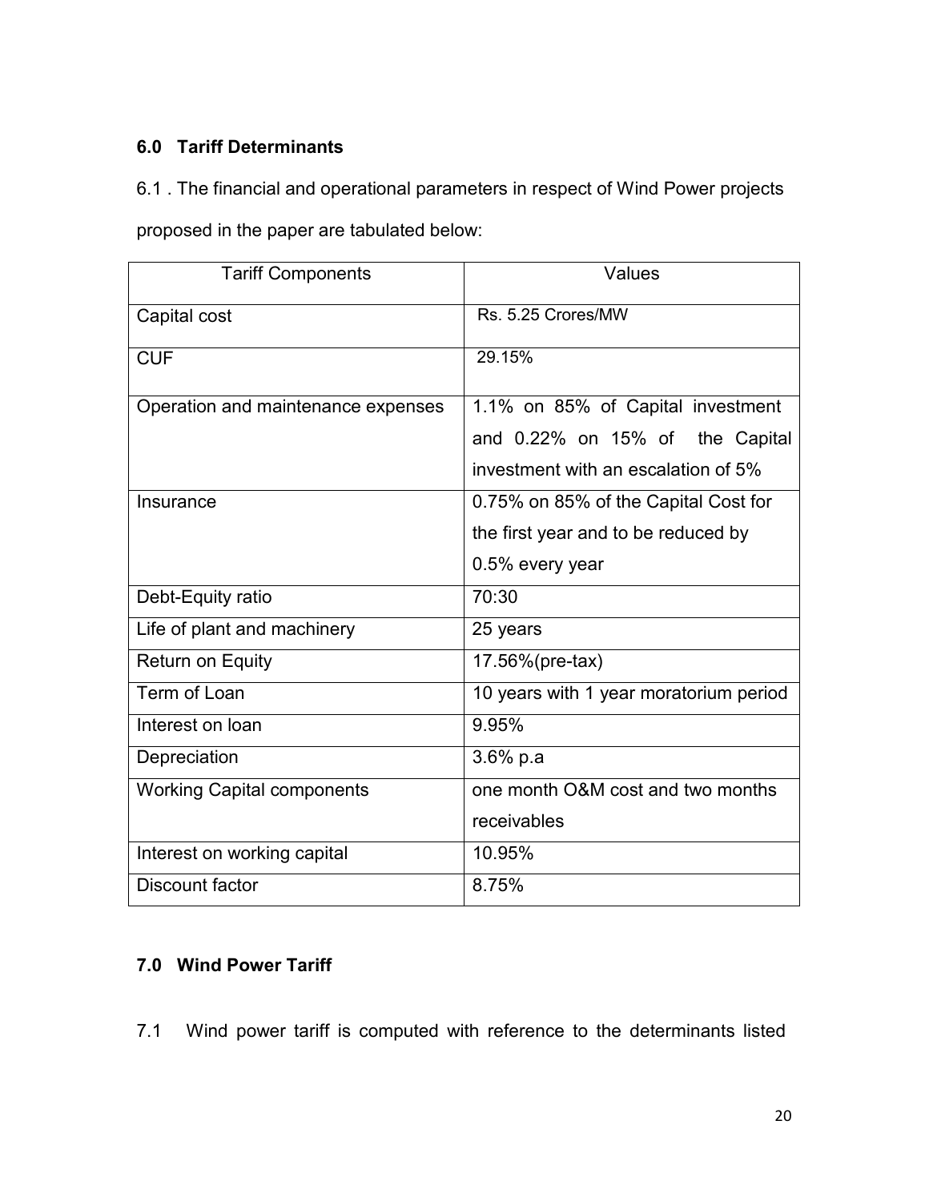### 6.0 Tariff Determinants

6.1 . The financial and operational parameters in respect of Wind Power projects proposed in the paper are tabulated below:

| Tariff Components | Values |
| --- | --- |
| Capital cost | Rs. 5.25 Crores/MW |
| CUF | 29.15% |
| Operation and maintenance expenses | 1.1% on 85% of Capital investment and 0.22% on 15% of the Capital investment with an escalation of 5% |
| Insurance | 0.75% on 85% of the Capital Cost for the first year and to be reduced by 0.5% every year |
| Debt-Equity ratio | 70:30 |
| Life of plant and machinery | 25 years |
| Return on Equity | 17.56%(pre-tax) |
| Term of Loan | 10 years with 1 year moratorium period |
| Interest on loan | 9.95% |
| Depreciation | 3.6% p.a |
| Working Capital components | one month O&M cost and two months receivables |
| Interest on working capital | 10.95% |
| Discount factor | 8.75% |

### 7.0 Wind Power Tariff

7.1 Wind power tariff is computed with reference to the determinants listed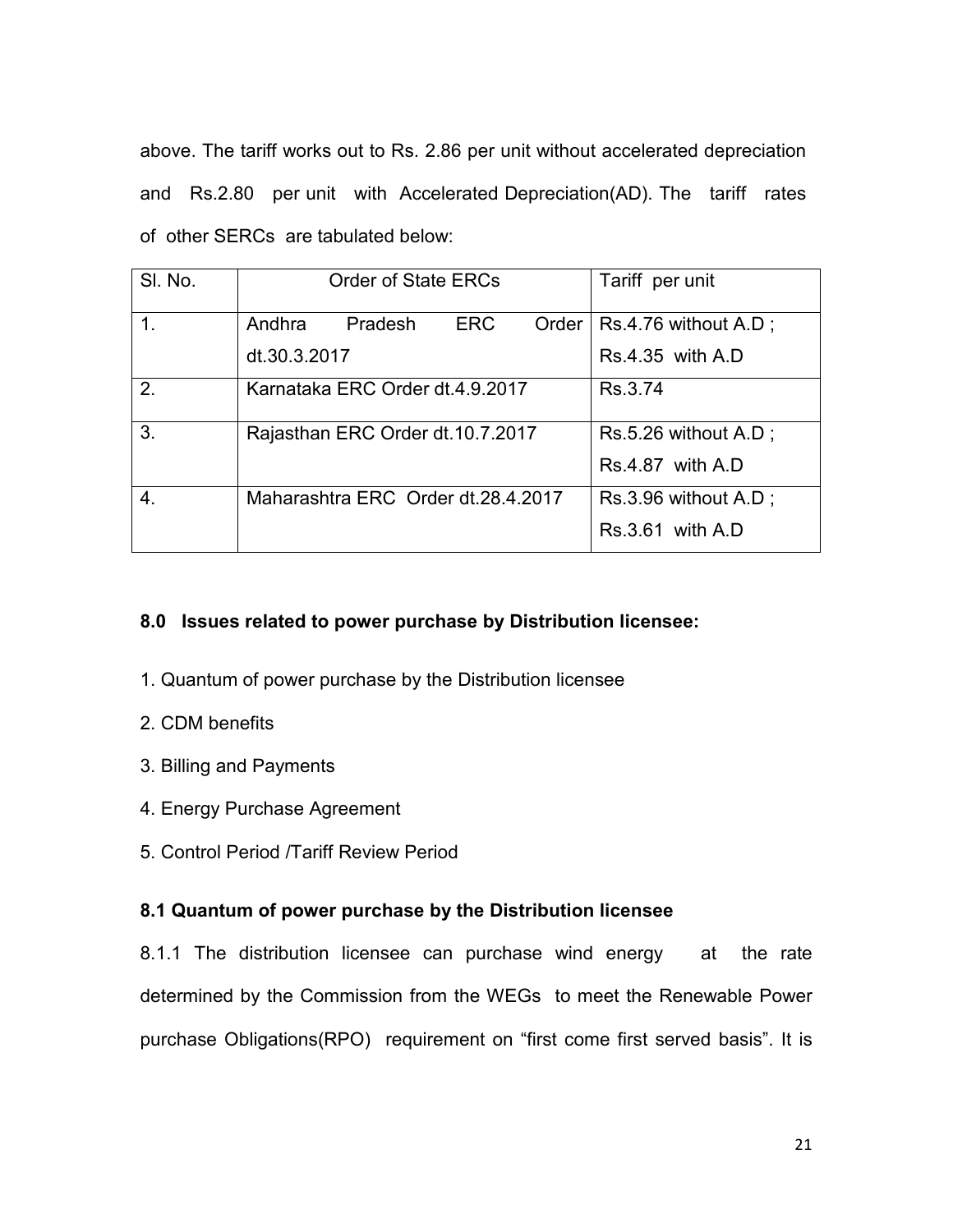above. The tariff works out to Rs. 2.86 per unit without accelerated depreciation and Rs.2.80 per unit with Accelerated Depreciation(AD). The tariff rates of other SERCs are tabulated below:

| Sl. No. | Order of State ERCs | Tariff per unit |
|---|---|---|
| 1. | Andhra Pradesh ERC Order dt.30.3.2017 | Rs.4.76 without A.D ; Rs.4.35 with A.D |
| 2. | Karnataka ERC Order dt.4.9.2017 | Rs.3.74 |
| 3. | Rajasthan ERC Order dt.10.7.2017 | Rs.5.26 without A.D ; Rs.4.87 with A.D |
| 4. | Maharashtra ERC Order dt.28.4.2017 | Rs.3.96 without A.D ; Rs.3.61 with A.D |

## 8.0 Issues related to power purchase by Distribution licensee:

1. Quantum of power purchase by the Distribution licensee
2. CDM benefits
3. Billing and Payments
4. Energy Purchase Agreement
5. Control Period /Tariff Review Period

### 8.1 Quantum of power purchase by the Distribution licensee

8.1.1 The distribution licensee can purchase wind energy at the rate determined by the Commission from the WEGs to meet the Renewable Power purchase Obligations(RPO) requirement on "first come first served basis". It is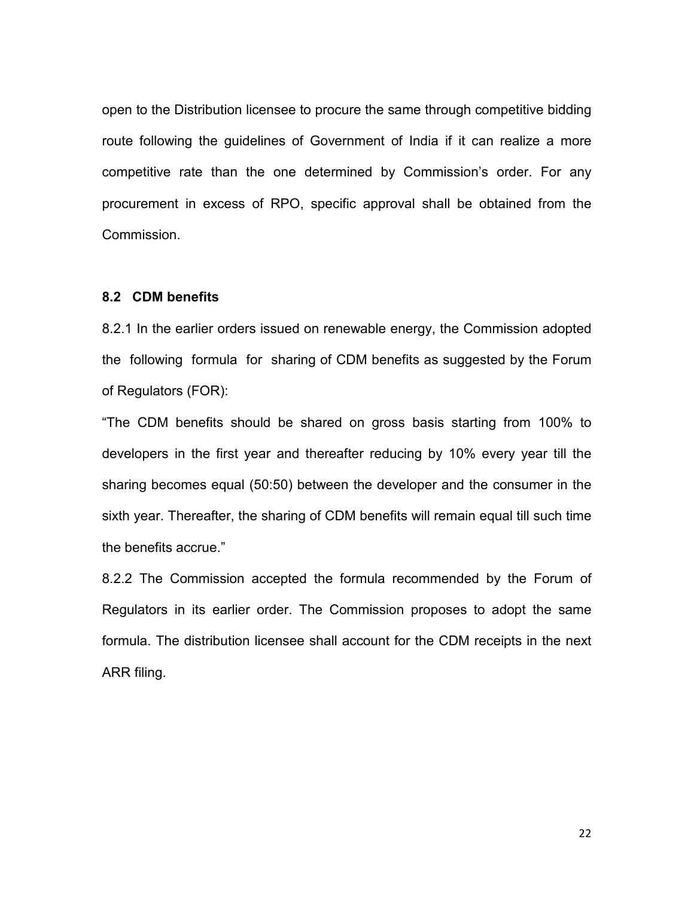open to the Distribution licensee to procure the same through competitive bidding route following the guidelines of Government of India if it can realize a more competitive rate than the one determined by Commission's order. For any procurement in excess of RPO, specific approval shall be obtained from the Commission.

### 8.2 CDM benefits

8.2.1 In the earlier orders issued on renewable energy, the Commission adopted the following formula for sharing of CDM benefits as suggested by the Forum of Regulators (FOR):

"The CDM benefits should be shared on gross basis starting from 100% to developers in the first year and thereafter reducing by 10% every year till the sharing becomes equal (50:50) between the developer and the consumer in the sixth year. Thereafter, the sharing of CDM benefits will remain equal till such time the benefits accrue."

8.2.2 The Commission accepted the formula recommended by the Forum of Regulators in its earlier order. The Commission proposes to adopt the same formula. The distribution licensee shall account for the CDM receipts in the next ARR filing.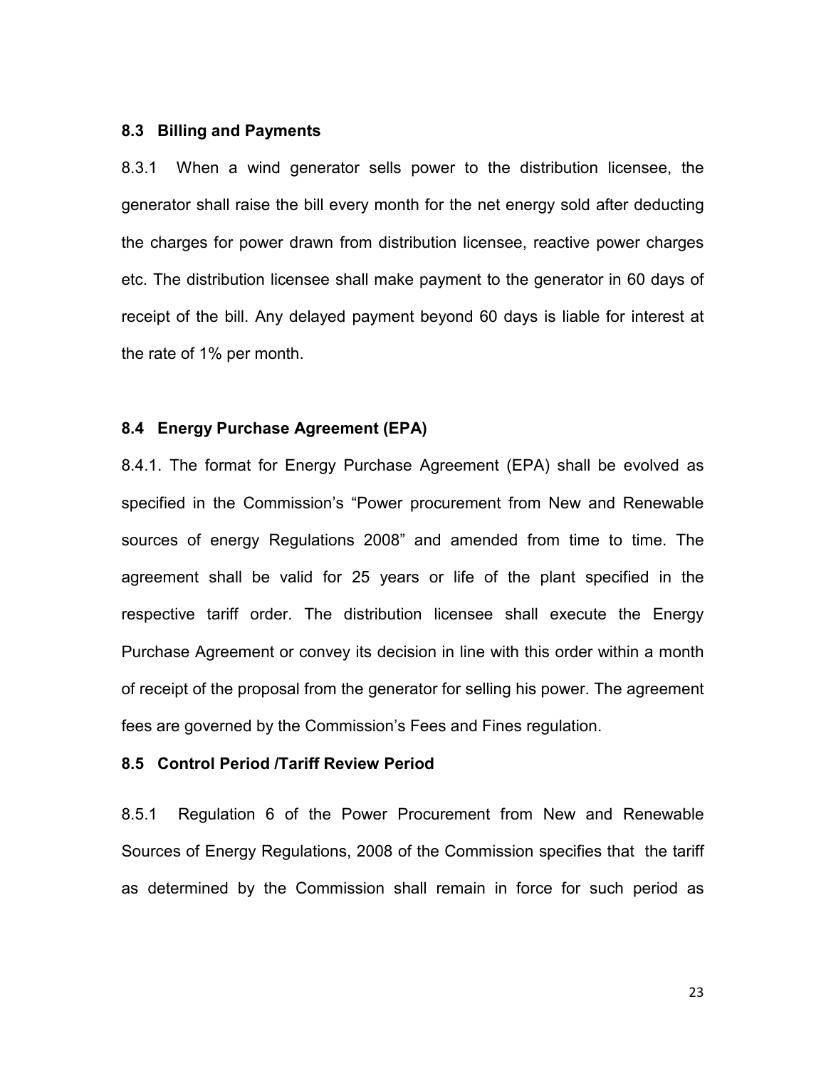### 8.3 Billing and Payments

8.3.1 When a wind generator sells power to the distribution licensee, the generator shall raise the bill every month for the net energy sold after deducting the charges for power drawn from distribution licensee, reactive power charges etc. The distribution licensee shall make payment to the generator in 60 days of receipt of the bill. Any delayed payment beyond 60 days is liable for interest at the rate of 1% per month.

### 8.4 Energy Purchase Agreement (EPA)

8.4.1. The format for Energy Purchase Agreement (EPA) shall be evolved as specified in the Commission's "Power procurement from New and Renewable sources of energy Regulations 2008" and amended from time to time. The agreement shall be valid for 25 years or life of the plant specified in the respective tariff order. The distribution licensee shall execute the Energy Purchase Agreement or convey its decision in line with this order within a month of receipt of the proposal from the generator for selling his power. The agreement fees are governed by the Commission's Fees and Fines regulation.

### 8.5 Control Period /Tariff Review Period

8.5.1 Regulation 6 of the Power Procurement from New and Renewable Sources of Energy Regulations, 2008 of the Commission specifies that the tariff as determined by the Commission shall remain in force for such period as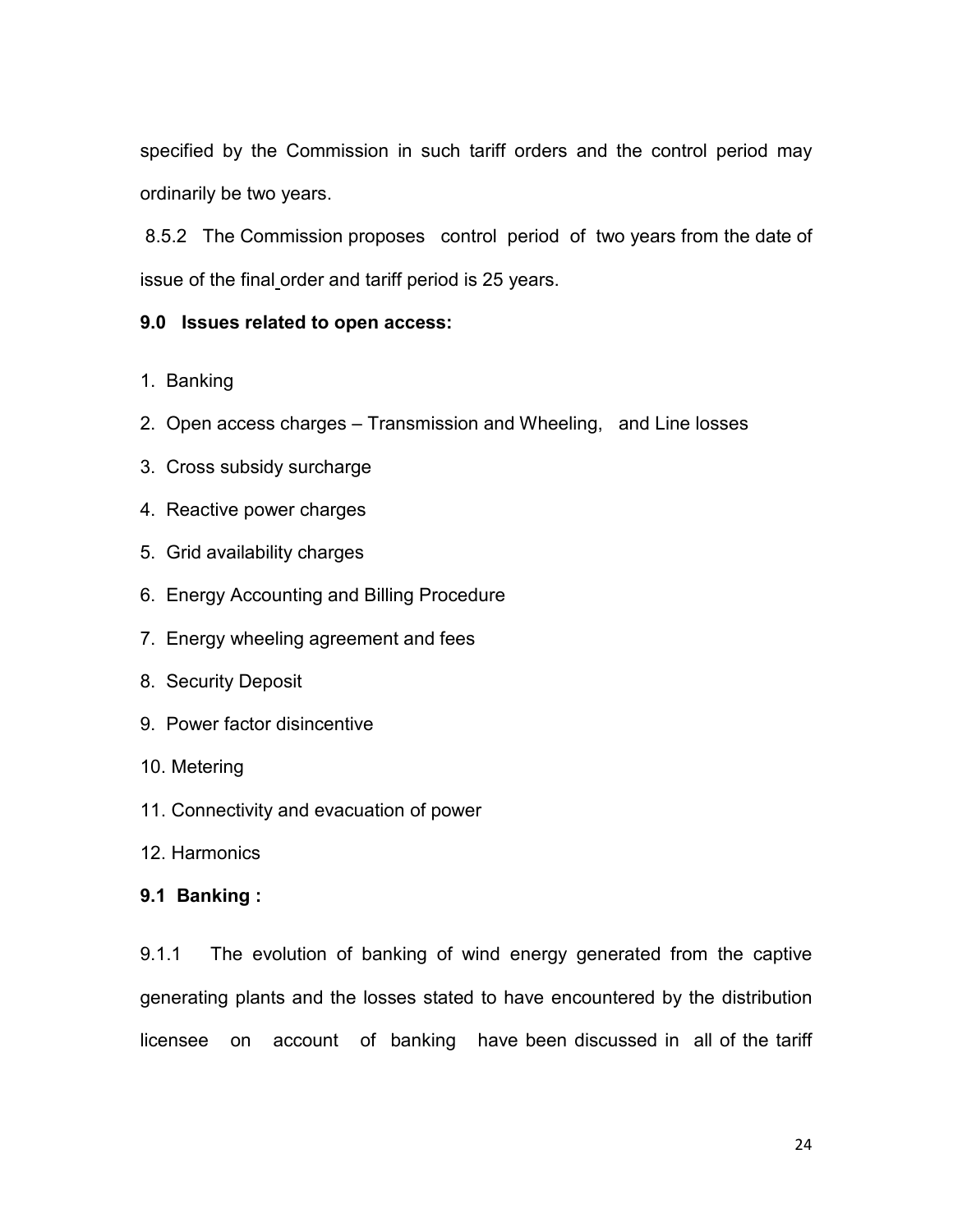specified by the Commission in such tariff orders and the control period may ordinarily be two years.

8.5.2 The Commission proposes control period of two years from the date of issue of the final order and tariff period is 25 years.

**9.0 Issues related to open access:**

1. Banking
2. Open access charges – Transmission and Wheeling, and Line losses
3. Cross subsidy surcharge
4. Reactive power charges
5. Grid availability charges
6. Energy Accounting and Billing Procedure
7. Energy wheeling agreement and fees
8. Security Deposit
9. Power factor disincentive
10. Metering
11. Connectivity and evacuation of power
12. Harmonics

**9.1 Banking :**

9.1.1 The evolution of banking of wind energy generated from the captive generating plants and the losses stated to have encountered by the distribution licensee on account of banking have been discussed in all of the tariff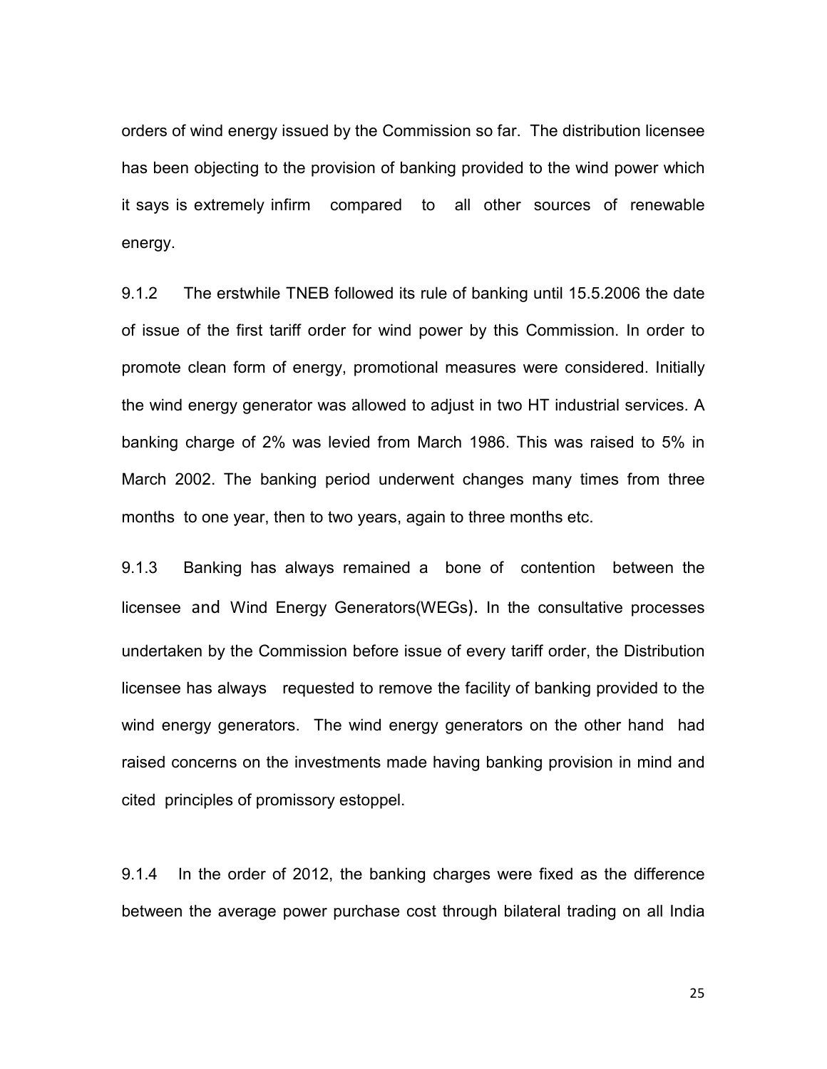orders of wind energy issued by the Commission so far. The distribution licensee has been objecting to the provision of banking provided to the wind power which it says is extremely infirm compared to all other sources of renewable energy.

9.1.2 The erstwhile TNEB followed its rule of banking until 15.5.2006 the date of issue of the first tariff order for wind power by this Commission. In order to promote clean form of energy, promotional measures were considered. Initially the wind energy generator was allowed to adjust in two HT industrial services. A banking charge of 2% was levied from March 1986. This was raised to 5% in March 2002. The banking period underwent changes many times from three months to one year, then to two years, again to three months etc.

9.1.3 Banking has always remained a bone of contention between the licensee and Wind Energy Generators(WEGs). In the consultative processes undertaken by the Commission before issue of every tariff order, the Distribution licensee has always requested to remove the facility of banking provided to the wind energy generators. The wind energy generators on the other hand had raised concerns on the investments made having banking provision in mind and cited principles of promissory estoppel.

9.1.4 In the order of 2012, the banking charges were fixed as the difference between the average power purchase cost through bilateral trading on all India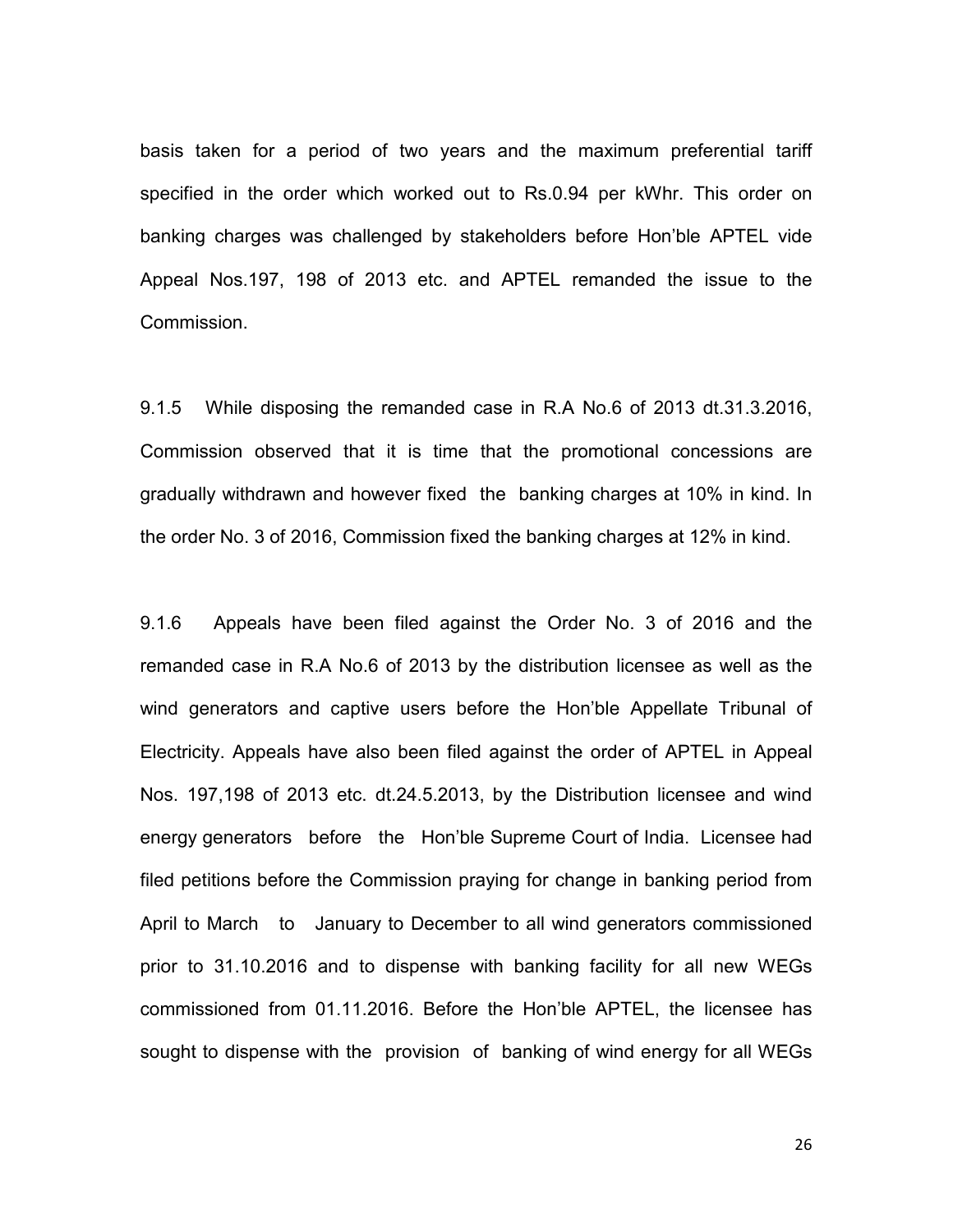basis taken for a period of two years and the maximum preferential tariff specified in the order which worked out to Rs.0.94 per kWhr. This order on banking charges was challenged by stakeholders before Hon'ble APTEL vide Appeal Nos.197, 198 of 2013 etc. and APTEL remanded the issue to the Commission.

9.1.5 While disposing the remanded case in R.A No.6 of 2013 dt.31.3.2016, Commission observed that it is time that the promotional concessions are gradually withdrawn and however fixed the banking charges at 10% in kind. In the order No. 3 of 2016, Commission fixed the banking charges at 12% in kind.

9.1.6 Appeals have been filed against the Order No. 3 of 2016 and the remanded case in R.A No.6 of 2013 by the distribution licensee as well as the wind generators and captive users before the Hon'ble Appellate Tribunal of Electricity. Appeals have also been filed against the order of APTEL in Appeal Nos. 197,198 of 2013 etc. dt.24.5.2013, by the Distribution licensee and wind energy generators before the Hon'ble Supreme Court of India. Licensee had filed petitions before the Commission praying for change in banking period from April to March to January to December to all wind generators commissioned prior to 31.10.2016 and to dispense with banking facility for all new WEGs commissioned from 01.11.2016. Before the Hon'ble APTEL, the licensee has sought to dispense with the provision of banking of wind energy for all WEGs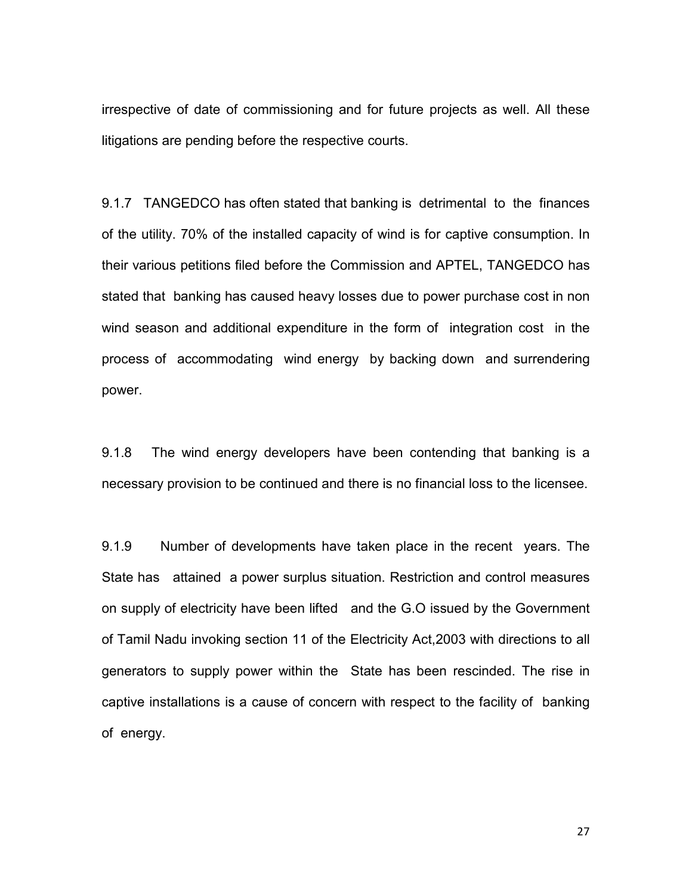irrespective of date of commissioning and for future projects as well. All these litigations are pending before the respective courts.

9.1.7 TANGEDCO has often stated that banking is detrimental to the finances of the utility. 70% of the installed capacity of wind is for captive consumption. In their various petitions filed before the Commission and APTEL, TANGEDCO has stated that banking has caused heavy losses due to power purchase cost in non wind season and additional expenditure in the form of integration cost in the process of accommodating wind energy by backing down and surrendering power.

9.1.8 The wind energy developers have been contending that banking is a necessary provision to be continued and there is no financial loss to the licensee.

9.1.9 Number of developments have taken place in the recent years. The State has attained a power surplus situation. Restriction and control measures on supply of electricity have been lifted and the G.O issued by the Government of Tamil Nadu invoking section 11 of the Electricity Act,2003 with directions to all generators to supply power within the State has been rescinded. The rise in captive installations is a cause of concern with respect to the facility of banking of energy.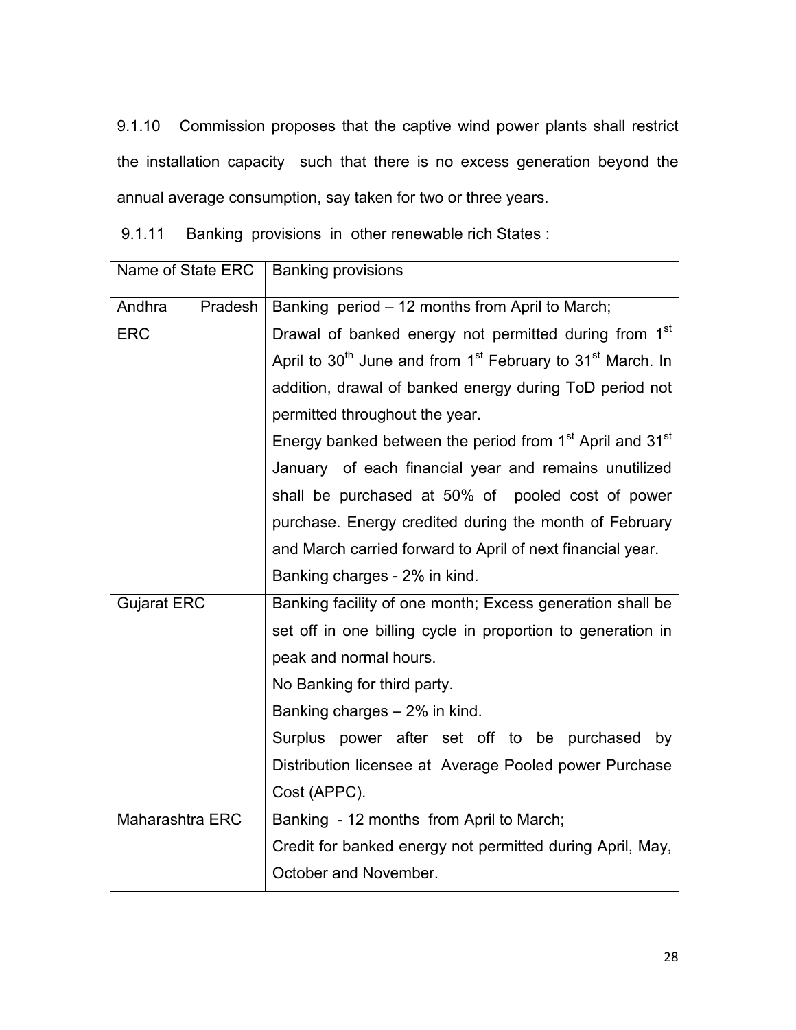9.1.10 Commission proposes that the captive wind power plants shall restrict the installation capacity such that there is no excess generation beyond the annual average consumption, say taken for two or three years.

9.1.11 Banking provisions in other renewable rich States :

| Name of State ERC | Banking provisions |
|---|---|
| Andhra Pradesh ERC | Banking period – 12 months from April to March;<br>Drawal of banked energy not permitted during from 1st April to 30th June and from 1st February to 31st March. In addition, drawal of banked energy during ToD period not permitted throughout the year.<br>Energy banked between the period from 1st April and 31st January of each financial year and remains unutilized shall be purchased at 50% of pooled cost of power purchase. Energy credited during the month of February and March carried forward to April of next financial year.<br>Banking charges - 2% in kind. |
| Gujarat ERC | Banking facility of one month; Excess generation shall be set off in one billing cycle in proportion to generation in peak and normal hours.<br>No Banking for third party.<br>Banking charges – 2% in kind.<br>Surplus power after set off to be purchased by Distribution licensee at Average Pooled power Purchase Cost (APPC). |
| Maharashtra ERC | Banking - 12 months from April to March;<br>Credit for banked energy not permitted during April, May, October and November. |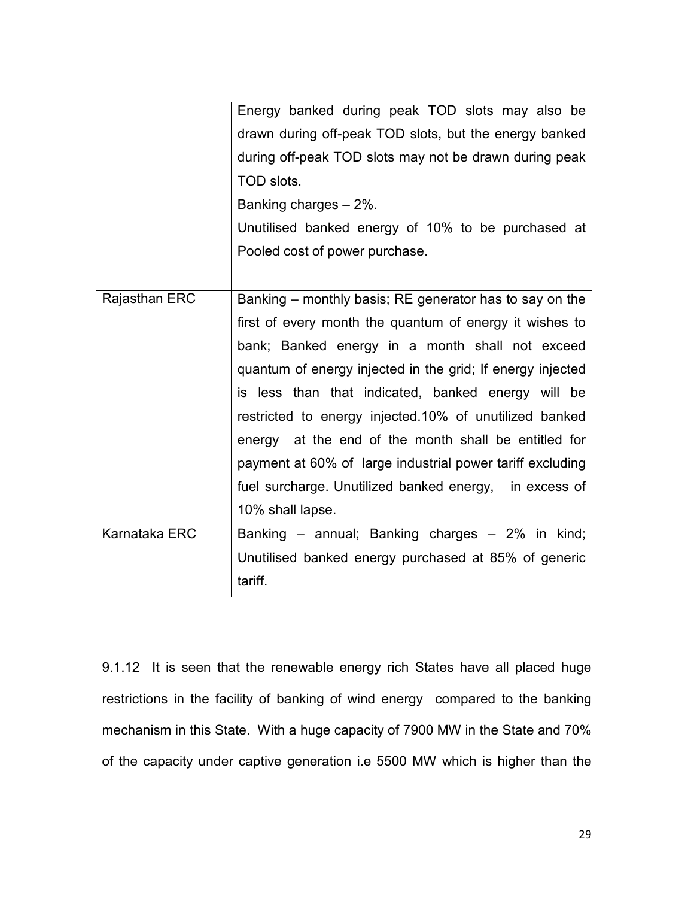| | |
|---|---|
| | Energy banked during peak TOD slots may also be drawn during off-peak TOD slots, but the energy banked during off-peak TOD slots may not be drawn during peak TOD slots.<br>Banking charges – 2%.<br>Unutilised banked energy of 10% to be purchased at Pooled cost of power purchase. |
| Rajasthan ERC | Banking – monthly basis; RE generator has to say on the first of every month the quantum of energy it wishes to bank; Banked energy in a month shall not exceed quantum of energy injected in the grid; If energy injected is less than that indicated, banked energy will be restricted to energy injected.10% of unutilized banked energy at the end of the month shall be entitled for payment at 60% of large industrial power tariff excluding fuel surcharge. Unutilized banked energy, in excess of 10% shall lapse. |
| Karnataka ERC | Banking – annual; Banking charges – 2% in kind; Unutilised banked energy purchased at 85% of generic tariff. |

9.1.12 It is seen that the renewable energy rich States have all placed huge restrictions in the facility of banking of wind energy compared to the banking mechanism in this State. With a huge capacity of 7900 MW in the State and 70% of the capacity under captive generation i.e 5500 MW which is higher than the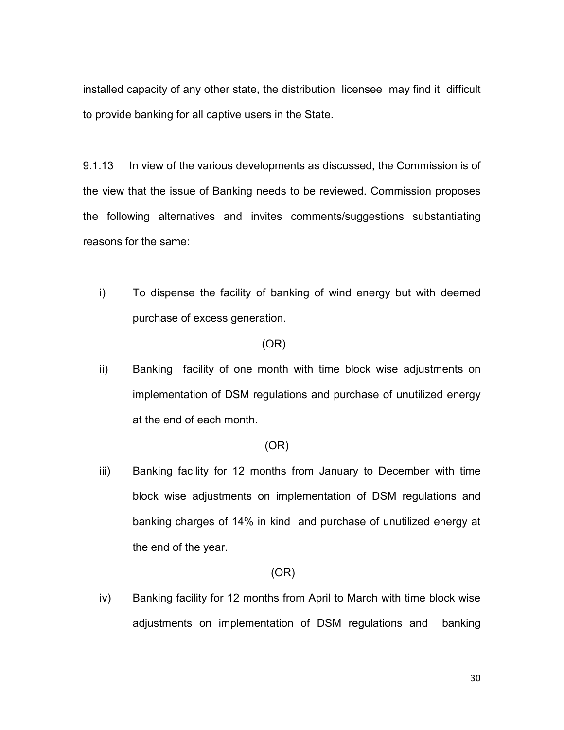installed capacity of any other state, the distribution licensee may find it difficult to provide banking for all captive users in the State.

9.1.13 In view of the various developments as discussed, the Commission is of the view that the issue of Banking needs to be reviewed. Commission proposes the following alternatives and invites comments/suggestions substantiating reasons for the same:

i) To dispense the facility of banking of wind energy but with deemed purchase of excess generation.

(OR)

ii) Banking facility of one month with time block wise adjustments on implementation of DSM regulations and purchase of unutilized energy at the end of each month.

(OR)

iii) Banking facility for 12 months from January to December with time block wise adjustments on implementation of DSM regulations and banking charges of 14% in kind and purchase of unutilized energy at the end of the year.

(OR)

iv) Banking facility for 12 months from April to March with time block wise adjustments on implementation of DSM regulations and banking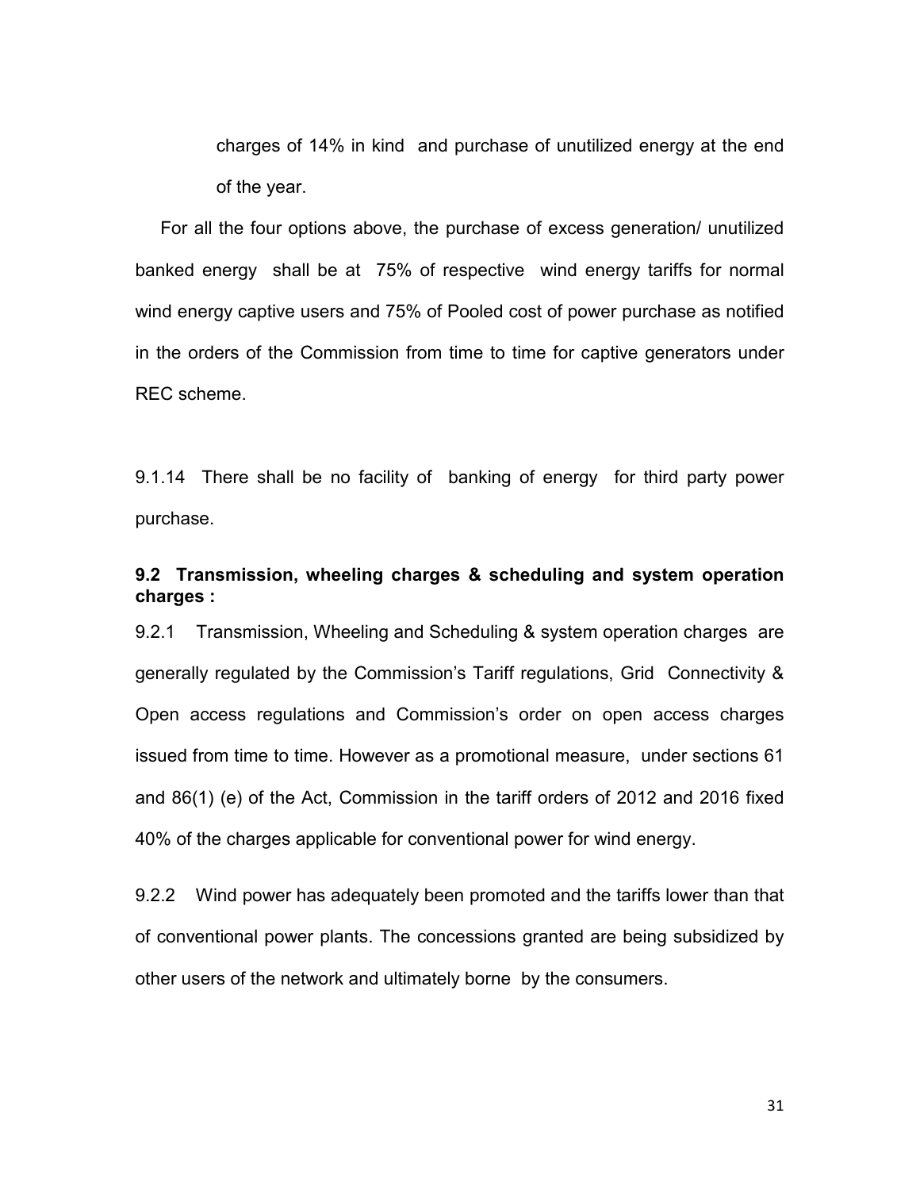charges of 14% in kind and purchase of unutilized energy at the end of the year.

For all the four options above, the purchase of excess generation/ unutilized banked energy shall be at 75% of respective wind energy tariffs for normal wind energy captive users and 75% of Pooled cost of power purchase as notified in the orders of the Commission from time to time for captive generators under REC scheme.

9.1.14 There shall be no facility of banking of energy for third party power purchase.

**9.2 Transmission, wheeling charges & scheduling and system operation charges :**

9.2.1 Transmission, Wheeling and Scheduling & system operation charges are generally regulated by the Commission's Tariff regulations, Grid Connectivity & Open access regulations and Commission's order on open access charges issued from time to time. However as a promotional measure, under sections 61 and 86(1) (e) of the Act, Commission in the tariff orders of 2012 and 2016 fixed 40% of the charges applicable for conventional power for wind energy.

9.2.2 Wind power has adequately been promoted and the tariffs lower than that of conventional power plants. The concessions granted are being subsidized by other users of the network and ultimately borne by the consumers.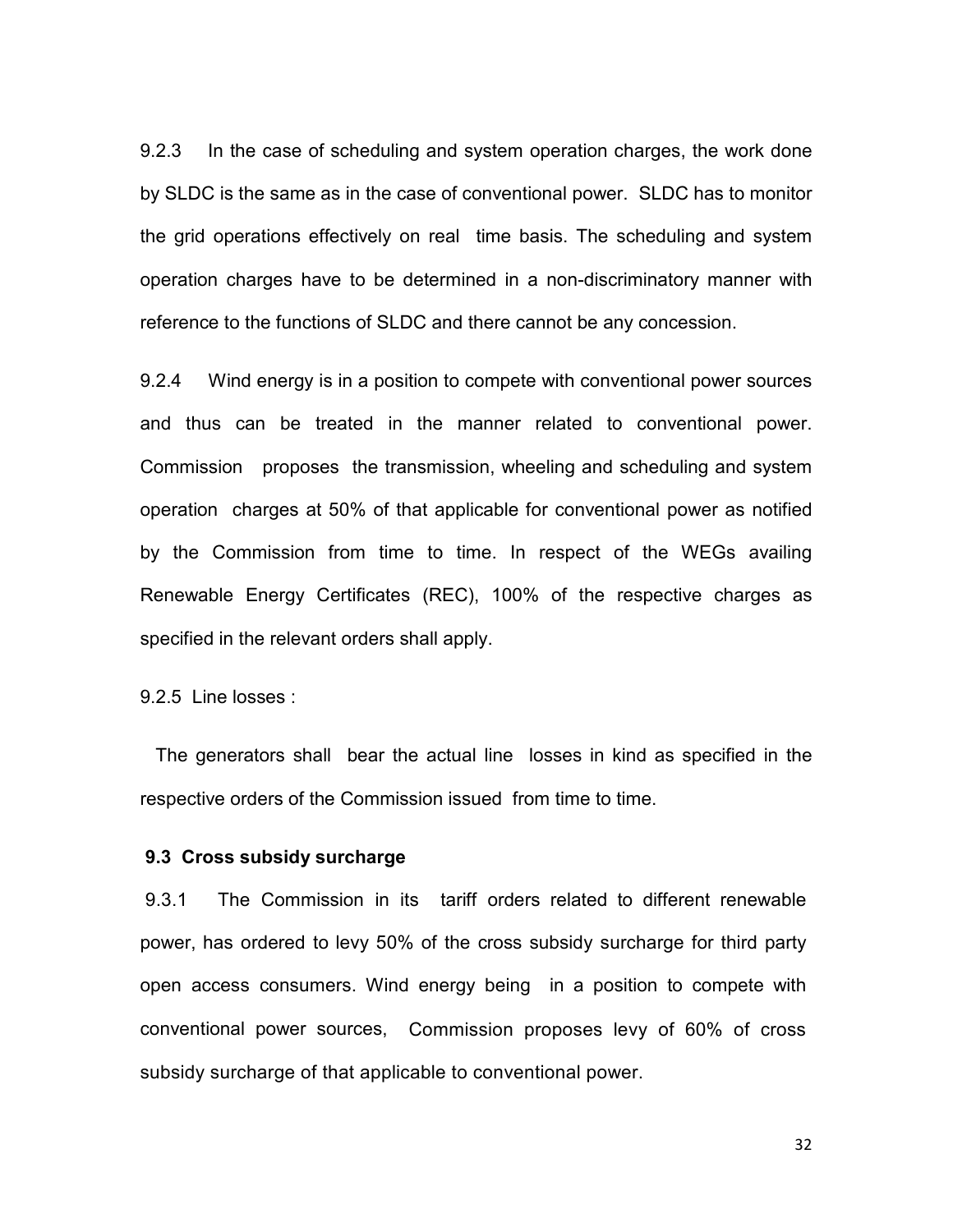9.2.3 In the case of scheduling and system operation charges, the work done by SLDC is the same as in the case of conventional power. SLDC has to monitor the grid operations effectively on real time basis. The scheduling and system operation charges have to be determined in a non-discriminatory manner with reference to the functions of SLDC and there cannot be any concession.

9.2.4 Wind energy is in a position to compete with conventional power sources and thus can be treated in the manner related to conventional power. Commission proposes the transmission, wheeling and scheduling and system operation charges at 50% of that applicable for conventional power as notified by the Commission from time to time. In respect of the WEGs availing Renewable Energy Certificates (REC), 100% of the respective charges as specified in the relevant orders shall apply.

9.2.5 Line losses :

The generators shall bear the actual line losses in kind as specified in the respective orders of the Commission issued from time to time.

**9.3 Cross subsidy surcharge**

9.3.1 The Commission in its tariff orders related to different renewable power, has ordered to levy 50% of the cross subsidy surcharge for third party open access consumers. Wind energy being in a position to compete with conventional power sources, Commission proposes levy of 60% of cross subsidy surcharge of that applicable to conventional power.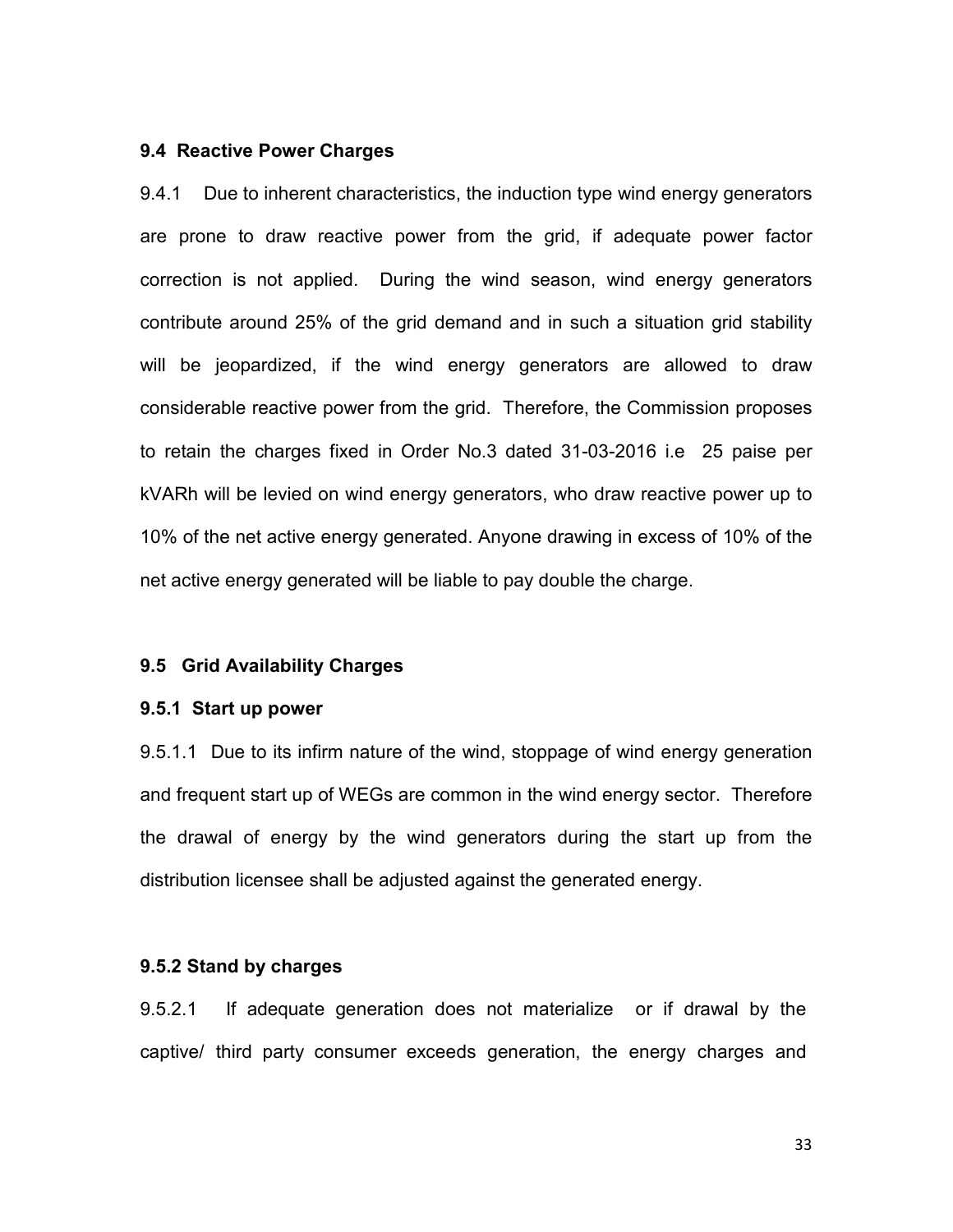### 9.4 Reactive Power Charges

9.4.1 Due to inherent characteristics, the induction type wind energy generators are prone to draw reactive power from the grid, if adequate power factor correction is not applied. During the wind season, wind energy generators contribute around 25% of the grid demand and in such a situation grid stability will be jeopardized, if the wind energy generators are allowed to draw considerable reactive power from the grid. Therefore, the Commission proposes to retain the charges fixed in Order No.3 dated 31-03-2016 i.e 25 paise per kVARh will be levied on wind energy generators, who draw reactive power up to 10% of the net active energy generated. Anyone drawing in excess of 10% of the net active energy generated will be liable to pay double the charge.

### 9.5 Grid Availability Charges

#### 9.5.1 Start up power

9.5.1.1 Due to its infirm nature of the wind, stoppage of wind energy generation and frequent start up of WEGs are common in the wind energy sector. Therefore the drawal of energy by the wind generators during the start up from the distribution licensee shall be adjusted against the generated energy.

#### 9.5.2 Stand by charges

9.5.2.1 If adequate generation does not materialize or if drawal by the captive/ third party consumer exceeds generation, the energy charges and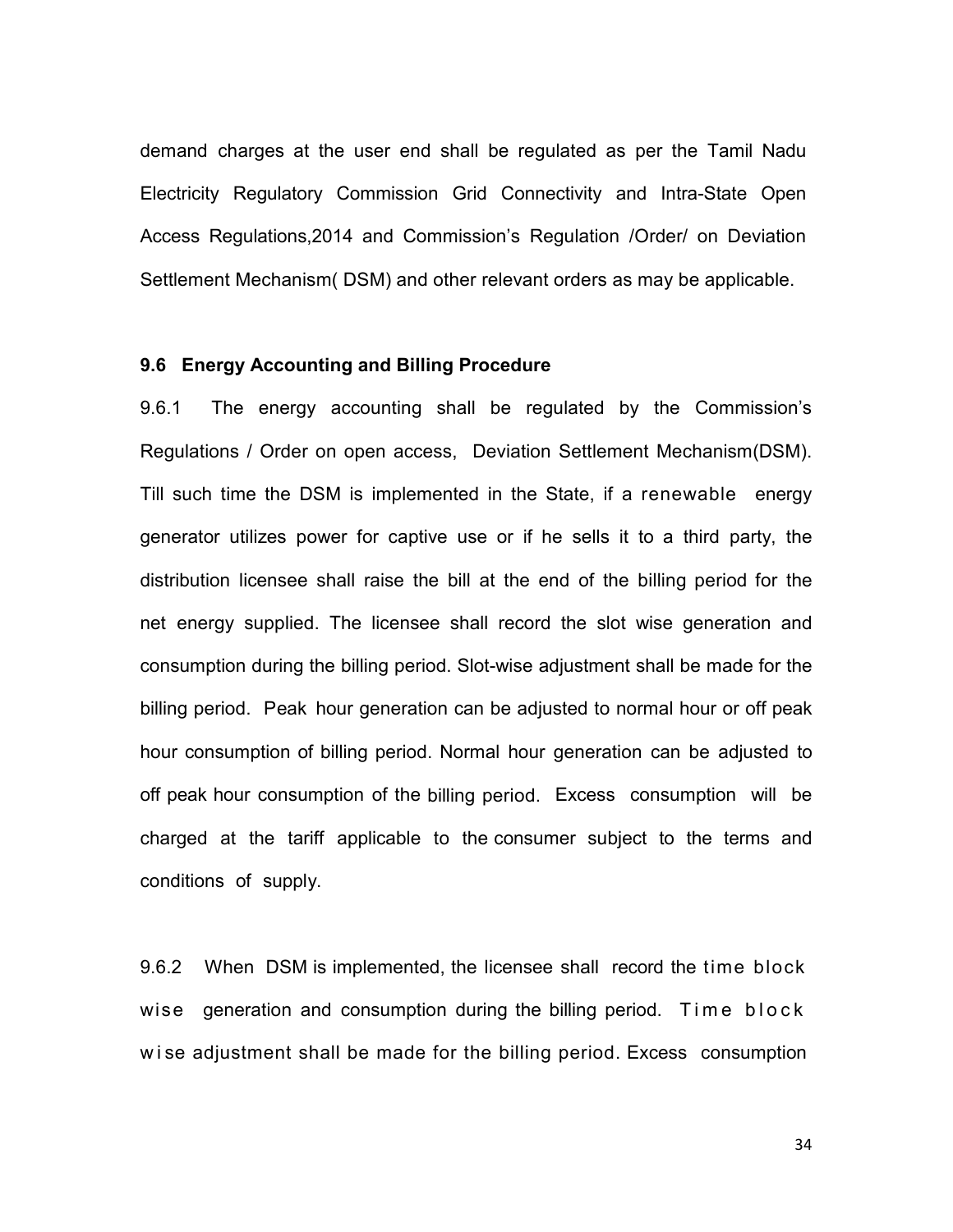demand charges at the user end shall be regulated as per the Tamil Nadu Electricity Regulatory Commission Grid Connectivity and Intra-State Open Access Regulations,2014 and Commission's Regulation /Order/ on Deviation Settlement Mechanism( DSM) and other relevant orders as may be applicable.

**9.6 Energy Accounting and Billing Procedure**

9.6.1 The energy accounting shall be regulated by the Commission's Regulations / Order on open access, Deviation Settlement Mechanism(DSM). Till such time the DSM is implemented in the State, if a renewable energy generator utilizes power for captive use or if he sells it to a third party, the distribution licensee shall raise the bill at the end of the billing period for the net energy supplied. The licensee shall record the slot wise generation and consumption during the billing period. Slot-wise adjustment shall be made for the billing period. Peak hour generation can be adjusted to normal hour or off peak hour consumption of billing period. Normal hour generation can be adjusted to off peak hour consumption of the billing period. Excess consumption will be charged at the tariff applicable to the consumer subject to the terms and conditions of supply.

9.6.2 When DSM is implemented, the licensee shall record the time block wise generation and consumption during the billing period. Time block wise adjustment shall be made for the billing period. Excess consumption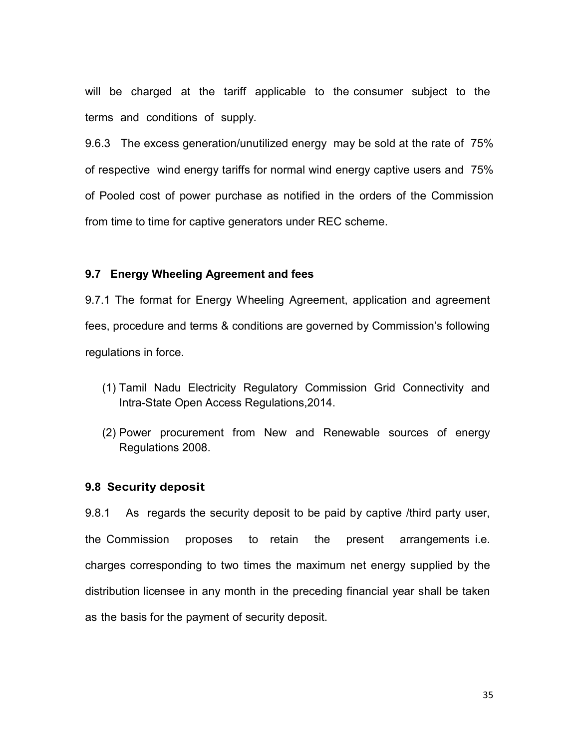will be charged at the tariff applicable to the consumer subject to the terms and conditions of supply.

9.6.3 The excess generation/unutilized energy may be sold at the rate of 75% of respective wind energy tariffs for normal wind energy captive users and 75% of Pooled cost of power purchase as notified in the orders of the Commission from time to time for captive generators under REC scheme.

### 9.7 Energy Wheeling Agreement and fees

9.7.1 The format for Energy Wheeling Agreement, application and agreement fees, procedure and terms & conditions are governed by Commission's following regulations in force.

(1) Tamil Nadu Electricity Regulatory Commission Grid Connectivity and Intra-State Open Access Regulations,2014.

(2) Power procurement from New and Renewable sources of energy Regulations 2008.

### 9.8 Security deposit

9.8.1 As regards the security deposit to be paid by captive /third party user, the Commission proposes to retain the present arrangements i.e. charges corresponding to two times the maximum net energy supplied by the distribution licensee in any month in the preceding financial year shall be taken as the basis for the payment of security deposit.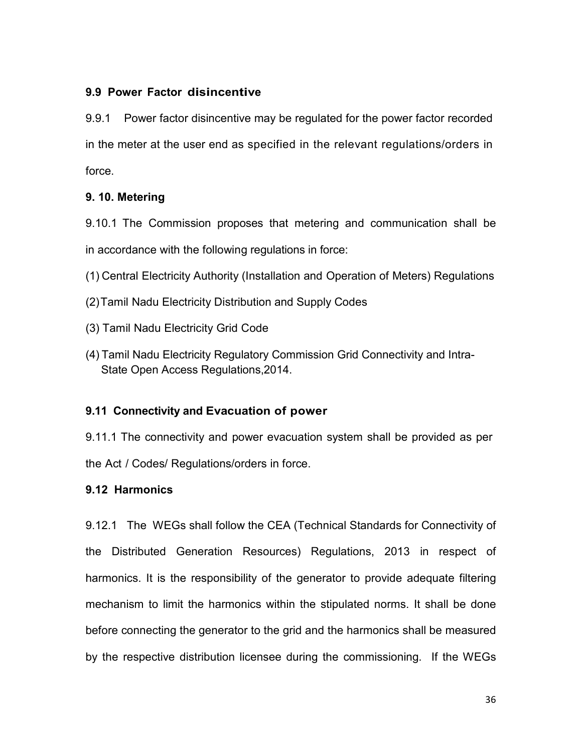### 9.9 Power Factor disincentive

9.9.1 Power factor disincentive may be regulated for the power factor recorded in the meter at the user end as specified in the relevant regulations/orders in force.

### 9. 10. Metering

9.10.1 The Commission proposes that metering and communication shall be in accordance with the following regulations in force:

(1) Central Electricity Authority (Installation and Operation of Meters) Regulations

(2) Tamil Nadu Electricity Distribution and Supply Codes

(3) Tamil Nadu Electricity Grid Code

(4) Tamil Nadu Electricity Regulatory Commission Grid Connectivity and Intra-State Open Access Regulations,2014.

### 9.11 Connectivity and Evacuation of power

9.11.1 The connectivity and power evacuation system shall be provided as per the Act / Codes/ Regulations/orders in force.

### 9.12 Harmonics

9.12.1 The WEGs shall follow the CEA (Technical Standards for Connectivity of the Distributed Generation Resources) Regulations, 2013 in respect of harmonics. It is the responsibility of the generator to provide adequate filtering mechanism to limit the harmonics within the stipulated norms. It shall be done before connecting the generator to the grid and the harmonics shall be measured by the respective distribution licensee during the commissioning. If the WEGs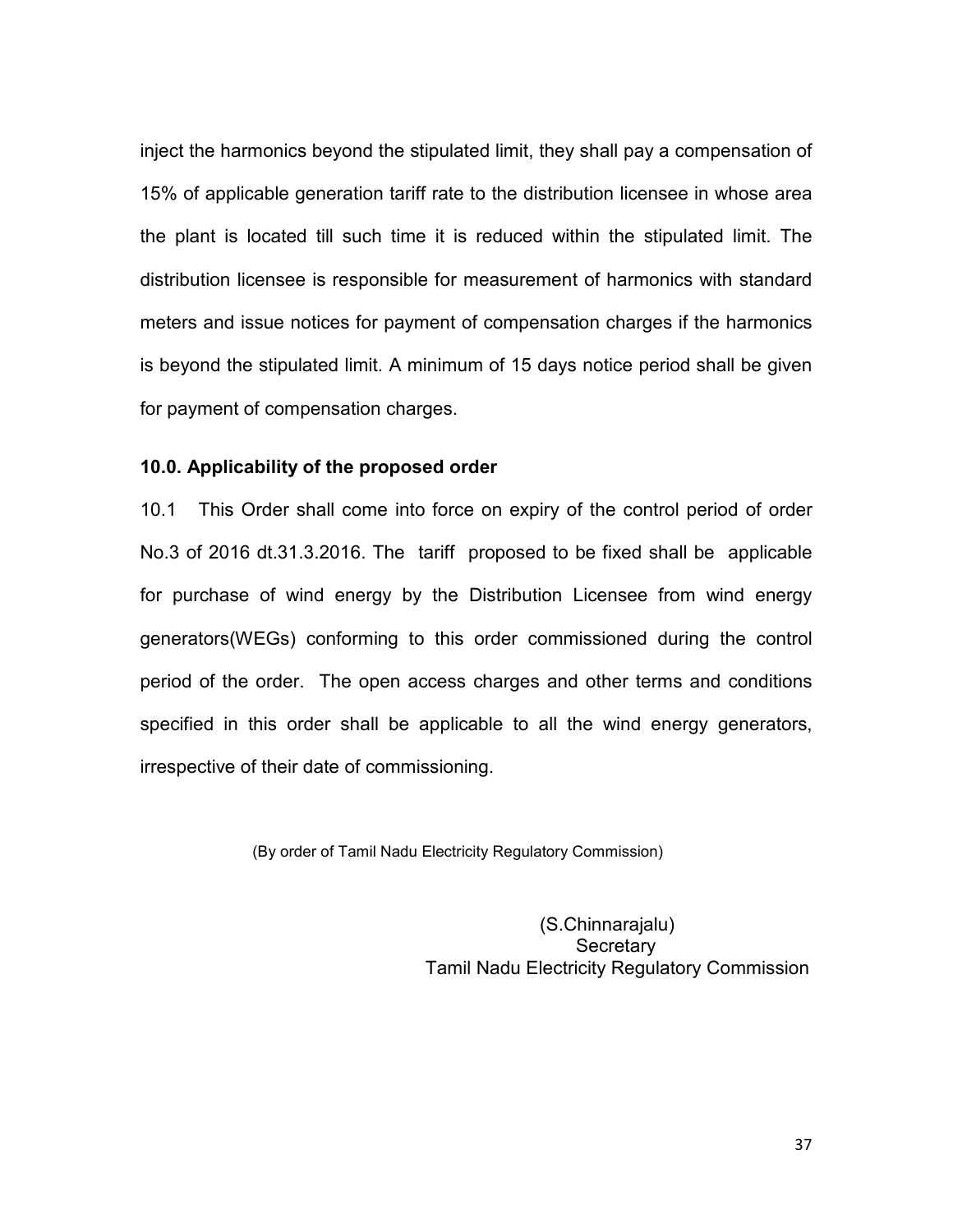inject the harmonics beyond the stipulated limit, they shall pay a compensation of 15% of applicable generation tariff rate to the distribution licensee in whose area the plant is located till such time it is reduced within the stipulated limit. The distribution licensee is responsible for measurement of harmonics with standard meters and issue notices for payment of compensation charges if the harmonics is beyond the stipulated limit. A minimum of 15 days notice period shall be given for payment of compensation charges.

**10.0. Applicability of the proposed order**

10.1 This Order shall come into force on expiry of the control period of order No.3 of 2016 dt.31.3.2016. The tariff proposed to be fixed shall be applicable for purchase of wind energy by the Distribution Licensee from wind energy generators(WEGs) conforming to this order commissioned during the control period of the order. The open access charges and other terms and conditions specified in this order shall be applicable to all the wind energy generators, irrespective of their date of commissioning.

(By order of Tamil Nadu Electricity Regulatory Commission)

(S.Chinnarajalu)
Secretary
Tamil Nadu Electricity Regulatory Commission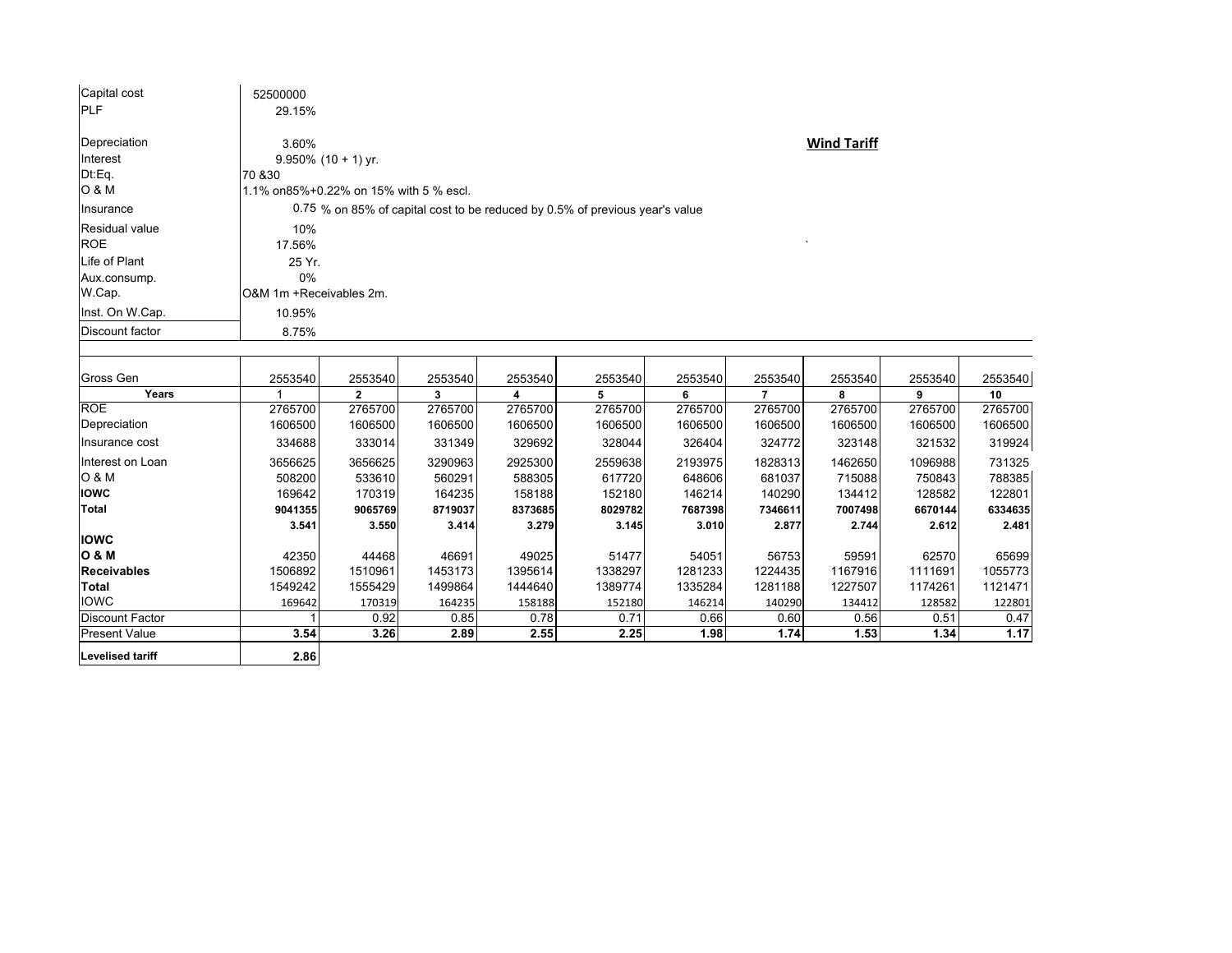**Wind Tariff**

| | |
|---|---|
| Capital cost | 52500000 |
| PLF | 29.15% |
| Depreciation | 3.60% |
| Interest | 9.950% (10 + 1) yr. |
| Dt:Eq. | 70 &30 |
| O & M | 1.1% on85%+0.22% on 15% with 5 % escl. |
| Insurance | 0.75 % on 85% of capital cost to be reduced by 0.5% of previous year's value |
| Residual value | 10% |
| ROE | 17.56% |
| Life of Plant | 25 Yr. |
| Aux.consump. | 0% |
| W.Cap. | O&M 1m +Receivables 2m. |
| Inst. On W.Cap. | 10.95% |
| Discount factor | 8.75% |

| Gross Gen | 2553540 | 2553540 | 2553540 | 2553540 | 2553540 | 2553540 | 2553540 | 2553540 | 2553540 | 2553540 |
|---|---|---|---|---|---|---|---|---|---|---|
| **Years** | 1 | 2 | 3 | 4 | 5 | 6 | 7 | 8 | 9 | 10 |
| ROE | 2765700 | 2765700 | 2765700 | 2765700 | 2765700 | 2765700 | 2765700 | 2765700 | 2765700 | 2765700 |
| Depreciation | 1606500 | 1606500 | 1606500 | 1606500 | 1606500 | 1606500 | 1606500 | 1606500 | 1606500 | 1606500 |
| Insurance cost | 334688 | 333014 | 331349 | 329692 | 328044 | 326404 | 324772 | 323148 | 321532 | 319924 |
| Interest on Loan | 3656625 | 3656625 | 3290963 | 2925300 | 2559638 | 2193975 | 1828313 | 1462650 | 1096988 | 731325 |
| O & M | 508200 | 533610 | 560291 | 588305 | 617720 | 648606 | 681037 | 715088 | 750843 | 788385 |
| **IOWC** | 169642 | 170319 | 164235 | 158188 | 152180 | 146214 | 140290 | 134412 | 128582 | 122801 |
| **Total** | **9041355** | **9065769** | **8719037** | **8373685** | **8029782** | **7687398** | **7346611** | **7007498** | **6670144** | **6334635** |
| | **3.541** | **3.550** | **3.414** | **3.279** | **3.145** | **3.010** | **2.877** | **2.744** | **2.612** | **2.481** |
| **IOWC** | | | | | | | | | | |
| **O & M** | 42350 | 44468 | 46691 | 49025 | 51477 | 54051 | 56753 | 59591 | 62570 | 65699 |
| **Receivables** | 1506892 | 1510961 | 1453173 | 1395614 | 1338297 | 1281233 | 1224435 | 1167916 | 1111691 | 1055773 |
| **Total** | 1549242 | 1555429 | 1499864 | 1444640 | 1389774 | 1335284 | 1281188 | 1227507 | 1174261 | 1121471 |
| IOWC | 169642 | 170319 | 164235 | 158188 | 152180 | 146214 | 140290 | 134412 | 128582 | 122801 |
| Discount Factor | 1 | 0.92 | 0.85 | 0.78 | 0.71 | 0.66 | 0.60 | 0.56 | 0.51 | 0.47 |
| Present Value | **3.54** | **3.26** | **2.89** | **2.55** | **2.25** | **1.98** | **1.74** | **1.53** | **1.34** | **1.17** |
| **Levelised tariff** | **2.86** | | | | | | | | | |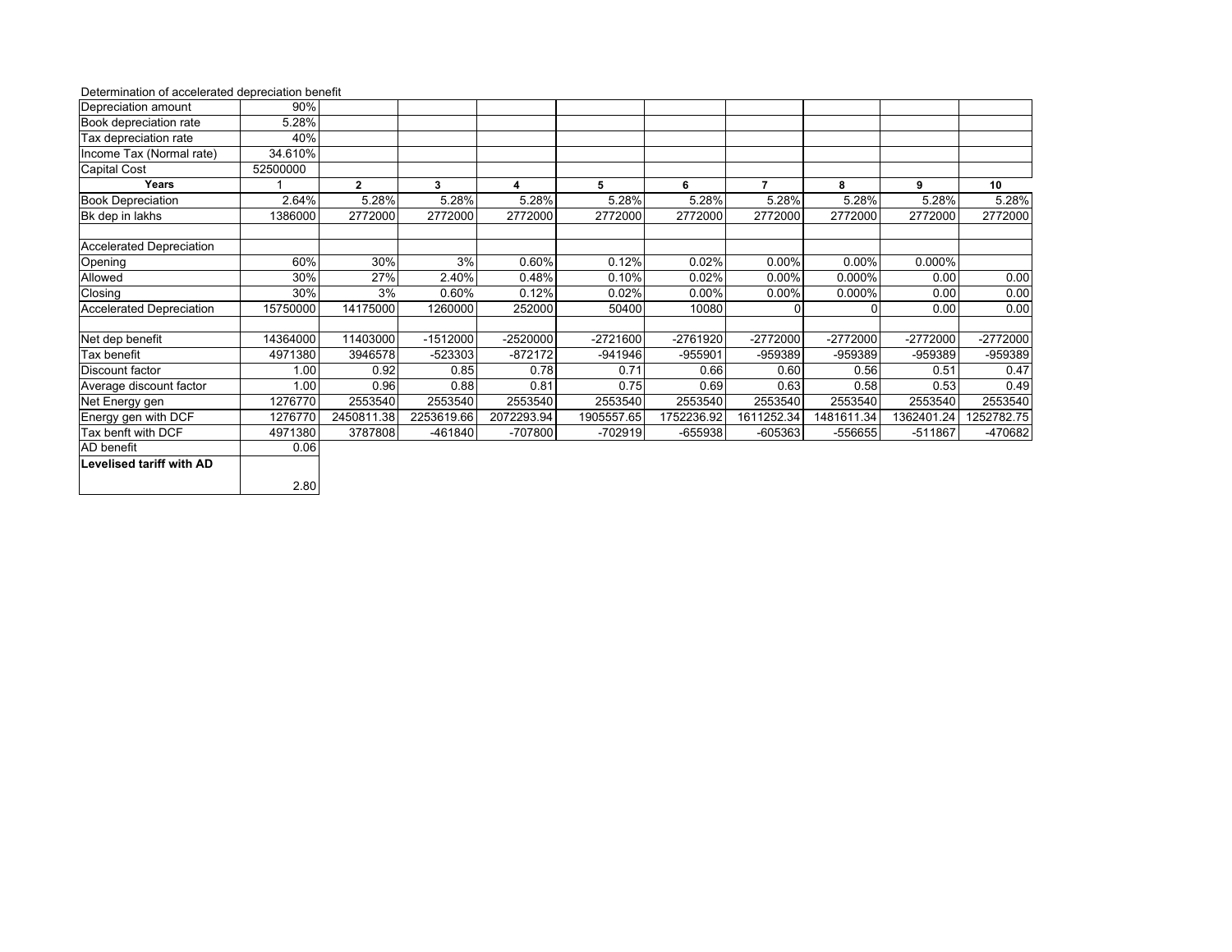Determination of accelerated depreciation benefit

| Depreciation amount | 90% | | | | | | | | |
|---|---|---|---|---|---|---|---|---|---|
| Book depreciation rate | 5.28% | | | | | | | | |
| Tax depreciation rate | 40% | | | | | | | | |
| Income Tax (Normal rate) | 34.610% | | | | | | | | |
| Capital Cost | 52500000 | | | | | | | | |
| **Years** | 1 | **2** | **3** | **4** | **5** | **6** | **7** | **8** | **9** | **10** |
| Book Depreciation | 2.64% | 5.28% | 5.28% | 5.28% | 5.28% | 5.28% | 5.28% | 5.28% | 5.28% | 5.28% |
| Bk dep in lakhs | 1386000 | 2772000 | 2772000 | 2772000 | 2772000 | 2772000 | 2772000 | 2772000 | 2772000 | 2772000 |
| | | | | | | | | | | |
| Accelerated Depreciation | | | | | | | | | | |
| Opening | 60% | 30% | 3% | 0.60% | 0.12% | 0.02% | 0.00% | 0.00% | 0.000% | |
| Allowed | 30% | 27% | 2.40% | 0.48% | 0.10% | 0.02% | 0.00% | 0.000% | 0.00 | 0.00 |
| Closing | 30% | 3% | 0.60% | 0.12% | 0.02% | 0.00% | 0.00% | 0.000% | 0.00 | 0.00 |
| Accelerated Depreciation | 15750000 | 14175000 | 1260000 | 252000 | 50400 | 10080 | 0 | 0 | 0.00 | 0.00 |
| | | | | | | | | | | |
| Net dep benefit | 14364000 | 11403000 | -1512000 | -2520000 | -2721600 | -2761920 | -2772000 | -2772000 | -2772000 | -2772000 |
| Tax benefit | 4971380 | 3946578 | -523303 | -872172 | -941946 | -955901 | -959389 | -959389 | -959389 | -959389 |
| Discount factor | 1.00 | 0.92 | 0.85 | 0.78 | 0.71 | 0.66 | 0.60 | 0.56 | 0.51 | 0.47 |
| Average discount factor | 1.00 | 0.96 | 0.88 | 0.81 | 0.75 | 0.69 | 0.63 | 0.58 | 0.53 | 0.49 |
| Net Energy gen | 1276770 | 2553540 | 2553540 | 2553540 | 2553540 | 2553540 | 2553540 | 2553540 | 2553540 | 2553540 |
| Energy gen with DCF | 1276770 | 2450811.38 | 2253619.66 | 2072293.94 | 1905557.65 | 1752236.92 | 1611252.34 | 1481611.34 | 1362401.24 | 1252782.75 |
| Tax benft with DCF | 4971380 | 3787808 | -461840 | -707800 | -702919 | -655938 | -605363 | -556655 | -511867 | -470682 |
| AD benefit | 0.06 | | | | | | | | | |
| **Levelised tariff with AD** | 2.80 | | | | | | | | | |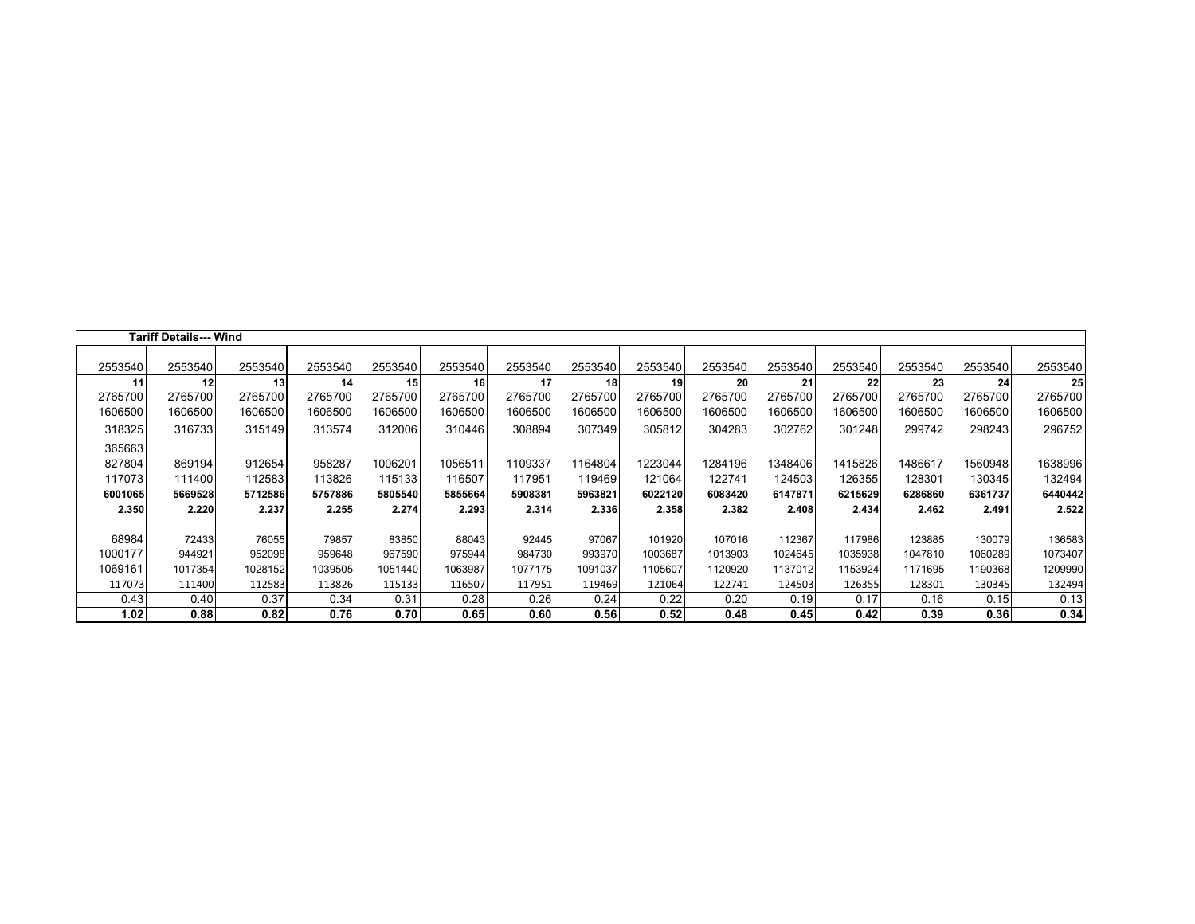**Tariff Details--- Wind**

| | | | | | | | | | | | | | | |
|---|---|---|---|---|---|---|---|---|---|---|---|---|---|---|
| 2553540 | 2553540 | 2553540 | 2553540 | 2553540 | 2553540 | 2553540 | 2553540 | 2553540 | 2553540 | 2553540 | 2553540 | 2553540 | 2553540 | 2553540 |
| **11** | **12** | **13** | **14** | **15** | **16** | **17** | **18** | **19** | **20** | **21** | **22** | **23** | **24** | **25** |
| 2765700 | 2765700 | 2765700 | 2765700 | 2765700 | 2765700 | 2765700 | 2765700 | 2765700 | 2765700 | 2765700 | 2765700 | 2765700 | 2765700 | 2765700 |
| 1606500 | 1606500 | 1606500 | 1606500 | 1606500 | 1606500 | 1606500 | 1606500 | 1606500 | 1606500 | 1606500 | 1606500 | 1606500 | 1606500 | 1606500 |
| 318325 | 316733 | 315149 | 313574 | 312006 | 310446 | 308894 | 307349 | 305812 | 304283 | 302762 | 301248 | 299742 | 298243 | 296752 |
| 365663 | | | | | | | | | | | | | | |
| 827804 | 869194 | 912654 | 958287 | 1006201 | 1056511 | 1109337 | 1164804 | 1223044 | 1284196 | 1348406 | 1415826 | 1486617 | 1560948 | 1638996 |
| 117073 | 111400 | 112583 | 113826 | 115133 | 116507 | 117951 | 119469 | 121064 | 122741 | 124503 | 126355 | 128301 | 130345 | 132494 |
| **6001065** | **5669528** | **5712586** | **5757886** | **5805540** | **5855664** | **5908381** | **5963821** | **6022120** | **6083420** | **6147871** | **6215629** | **6286860** | **6361737** | **6440442** |
| **2.350** | **2.220** | **2.237** | **2.255** | **2.274** | **2.293** | **2.314** | **2.336** | **2.358** | **2.382** | **2.408** | **2.434** | **2.462** | **2.491** | **2.522** |
| 68984 | 72433 | 76055 | 79857 | 83850 | 88043 | 92445 | 97067 | 101920 | 107016 | 112367 | 117986 | 123885 | 130079 | 136583 |
| 1000177 | 944921 | 952098 | 959648 | 967590 | 975944 | 984730 | 993970 | 1003687 | 1013903 | 1024645 | 1035938 | 1047810 | 1060289 | 1073407 |
| 1069161 | 1017354 | 1028152 | 1039505 | 1051440 | 1063987 | 1077175 | 1091037 | 1105607 | 1120920 | 1137012 | 1153924 | 1171695 | 1190368 | 1209990 |
| 117073 | 111400 | 112583 | 113826 | 115133 | 116507 | 117951 | 119469 | 121064 | 122741 | 124503 | 126355 | 128301 | 130345 | 132494 |
| 0.43 | 0.40 | 0.37 | 0.34 | 0.31 | 0.28 | 0.26 | 0.24 | 0.22 | 0.20 | 0.19 | 0.17 | 0.16 | 0.15 | 0.13 |
| **1.02** | **0.88** | **0.82** | **0.76** | **0.70** | **0.65** | **0.60** | **0.56** | **0.52** | **0.48** | **0.45** | **0.42** | **0.39** | **0.36** | **0.34** |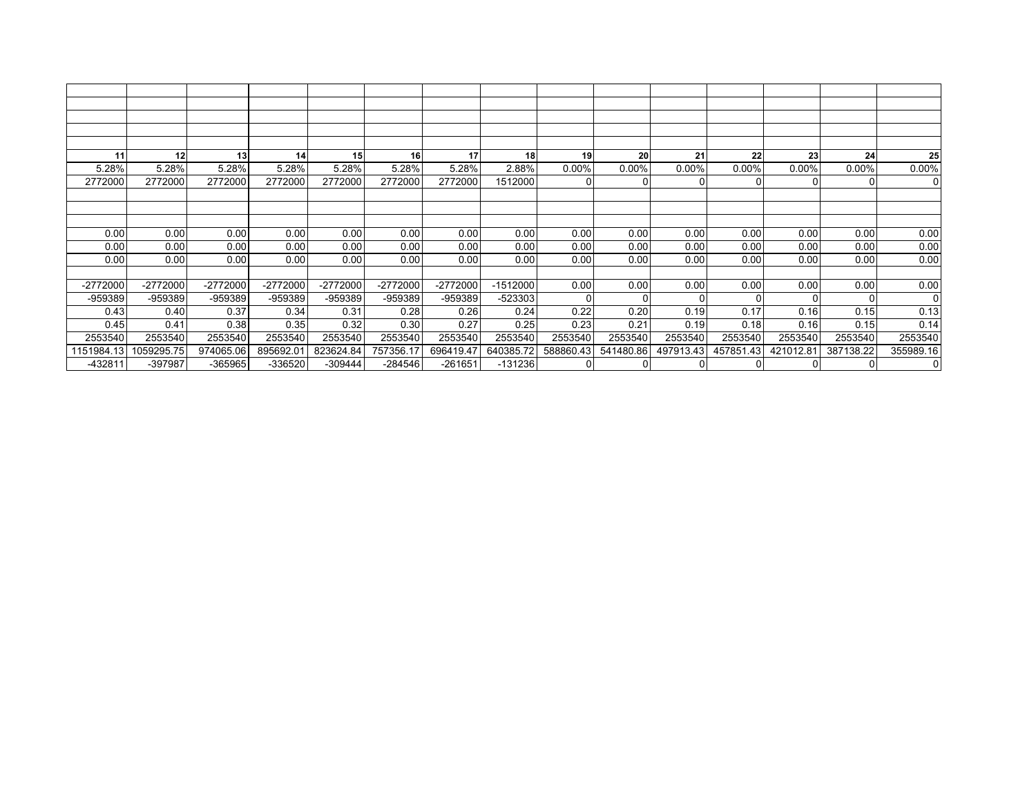| | | | | | | | | | | | | | | |
|---|---|---|---|---|---|---|---|---|---|---|---|---|---|---|
| | | | | | | | | | | | | | | |
| | | | | | | | | | | | | | | |
| | | | | | | | | | | | | | | |
| | | | | | | | | | | | | | | |
| | | | | | | | | | | | | | | |
| **11** | **12** | **13** | **14** | **15** | **16** | **17** | **18** | **19** | **20** | **21** | **22** | **23** | **24** | **25** |
| 5.28% | 5.28% | 5.28% | 5.28% | 5.28% | 5.28% | 5.28% | 2.88% | 0.00% | 0.00% | 0.00% | 0.00% | 0.00% | 0.00% | 0.00% |
| 2772000 | 2772000 | 2772000 | 2772000 | 2772000 | 2772000 | 2772000 | 1512000 | 0 | 0 | 0 | 0 | 0 | 0 | 0 |
| | | | | | | | | | | | | | | |
| | | | | | | | | | | | | | | |
| | | | | | | | | | | | | | | |
| 0.00 | 0.00 | 0.00 | 0.00 | 0.00 | 0.00 | 0.00 | 0.00 | 0.00 | 0.00 | 0.00 | 0.00 | 0.00 | 0.00 | 0.00 |
| 0.00 | 0.00 | 0.00 | 0.00 | 0.00 | 0.00 | 0.00 | 0.00 | 0.00 | 0.00 | 0.00 | 0.00 | 0.00 | 0.00 | 0.00 |
| 0.00 | 0.00 | 0.00 | 0.00 | 0.00 | 0.00 | 0.00 | 0.00 | 0.00 | 0.00 | 0.00 | 0.00 | 0.00 | 0.00 | 0.00 |
| | | | | | | | | | | | | | | |
| -2772000 | -2772000 | -2772000 | -2772000 | -2772000 | -2772000 | -2772000 | -1512000 | 0.00 | 0.00 | 0.00 | 0.00 | 0.00 | 0.00 | 0.00 |
| -959389 | -959389 | -959389 | -959389 | -959389 | -959389 | -959389 | -523303 | 0 | 0 | 0 | 0 | 0 | 0 | 0 |
| 0.43 | 0.40 | 0.37 | 0.34 | 0.31 | 0.28 | 0.26 | 0.24 | 0.22 | 0.20 | 0.19 | 0.17 | 0.16 | 0.15 | 0.13 |
| 0.45 | 0.41 | 0.38 | 0.35 | 0.32 | 0.30 | 0.27 | 0.25 | 0.23 | 0.21 | 0.19 | 0.18 | 0.16 | 0.15 | 0.14 |
| 2553540 | 2553540 | 2553540 | 2553540 | 2553540 | 2553540 | 2553540 | 2553540 | 2553540 | 2553540 | 2553540 | 2553540 | 2553540 | 2553540 | 2553540 |
| 1151984.13 | 1059295.75 | 974065.06 | 895692.01 | 823624.84 | 757356.17 | 696419.47 | 640385.72 | 588860.43 | 541480.86 | 497913.43 | 457851.43 | 421012.81 | 387138.22 | 355989.16 |
| -432811 | -397987 | -365965 | -336520 | -309444 | -284546 | -261651 | -131236 | 0 | 0 | 0 | 0 | 0 | 0 | 0 |